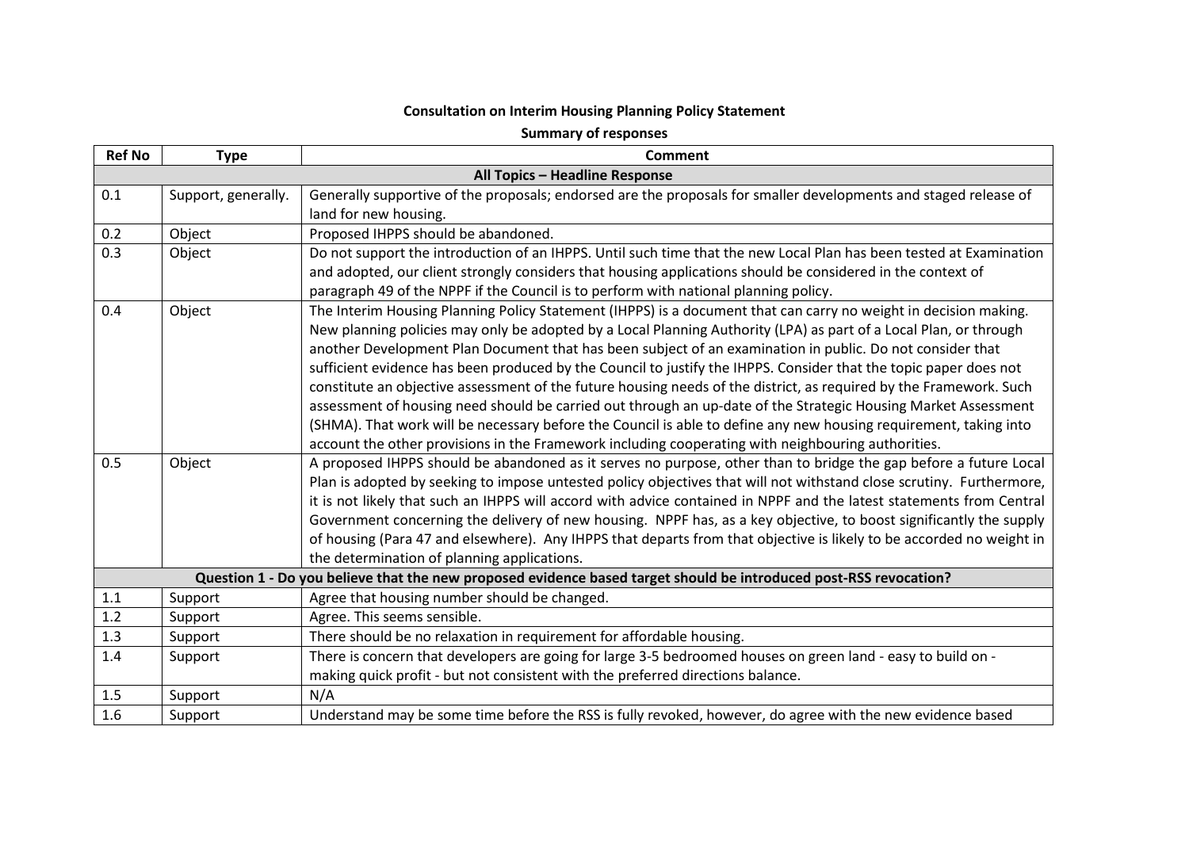**Consultation on Interim Housing Planning Policy Statement**

**Summary of responses**

| Ref No | Type | Comment |
|---|---|---|
| **All Topics – Headline Response** | | |
| 0.1 | Support, generally. | Generally supportive of the proposals; endorsed are the proposals for smaller developments and staged release of land for new housing. |
| 0.2 | Object | Proposed IHPPS should be abandoned. |
| 0.3 | Object | Do not support the introduction of an IHPPS. Until such time that the new Local Plan has been tested at Examination and adopted, our client strongly considers that housing applications should be considered in the context of paragraph 49 of the NPPF if the Council is to perform with national planning policy. |
| 0.4 | Object | The Interim Housing Planning Policy Statement (IHPPS) is a document that can carry no weight in decision making. New planning policies may only be adopted by a Local Planning Authority (LPA) as part of a Local Plan, or through another Development Plan Document that has been subject of an examination in public. Do not consider that sufficient evidence has been produced by the Council to justify the IHPPS. Consider that the topic paper does not constitute an objective assessment of the future housing needs of the district, as required by the Framework. Such assessment of housing need should be carried out through an up-date of the Strategic Housing Market Assessment (SHMA). That work will be necessary before the Council is able to define any new housing requirement, taking into account the other provisions in the Framework including cooperating with neighbouring authorities. |
| 0.5 | Object | A proposed IHPPS should be abandoned as it serves no purpose, other than to bridge the gap before a future Local Plan is adopted by seeking to impose untested policy objectives that will not withstand close scrutiny. Furthermore, it is not likely that such an IHPPS will accord with advice contained in NPPF and the latest statements from Central Government concerning the delivery of new housing. NPPF has, as a key objective, to boost significantly the supply of housing (Para 47 and elsewhere). Any IHPPS that departs from that objective is likely to be accorded no weight in the determination of planning applications. |
| **Question 1 - Do you believe that the new proposed evidence based target should be introduced post-RSS revocation?** | | |
| 1.1 | Support | Agree that housing number should be changed. |
| 1.2 | Support | Agree. This seems sensible. |
| 1.3 | Support | There should be no relaxation in requirement for affordable housing. |
| 1.4 | Support | There is concern that developers are going for large 3-5 bedroomed houses on green land - easy to build on - making quick profit - but not consistent with the preferred directions balance. |
| 1.5 | Support | N/A |
| 1.6 | Support | Understand may be some time before the RSS is fully revoked, however, do agree with the new evidence based |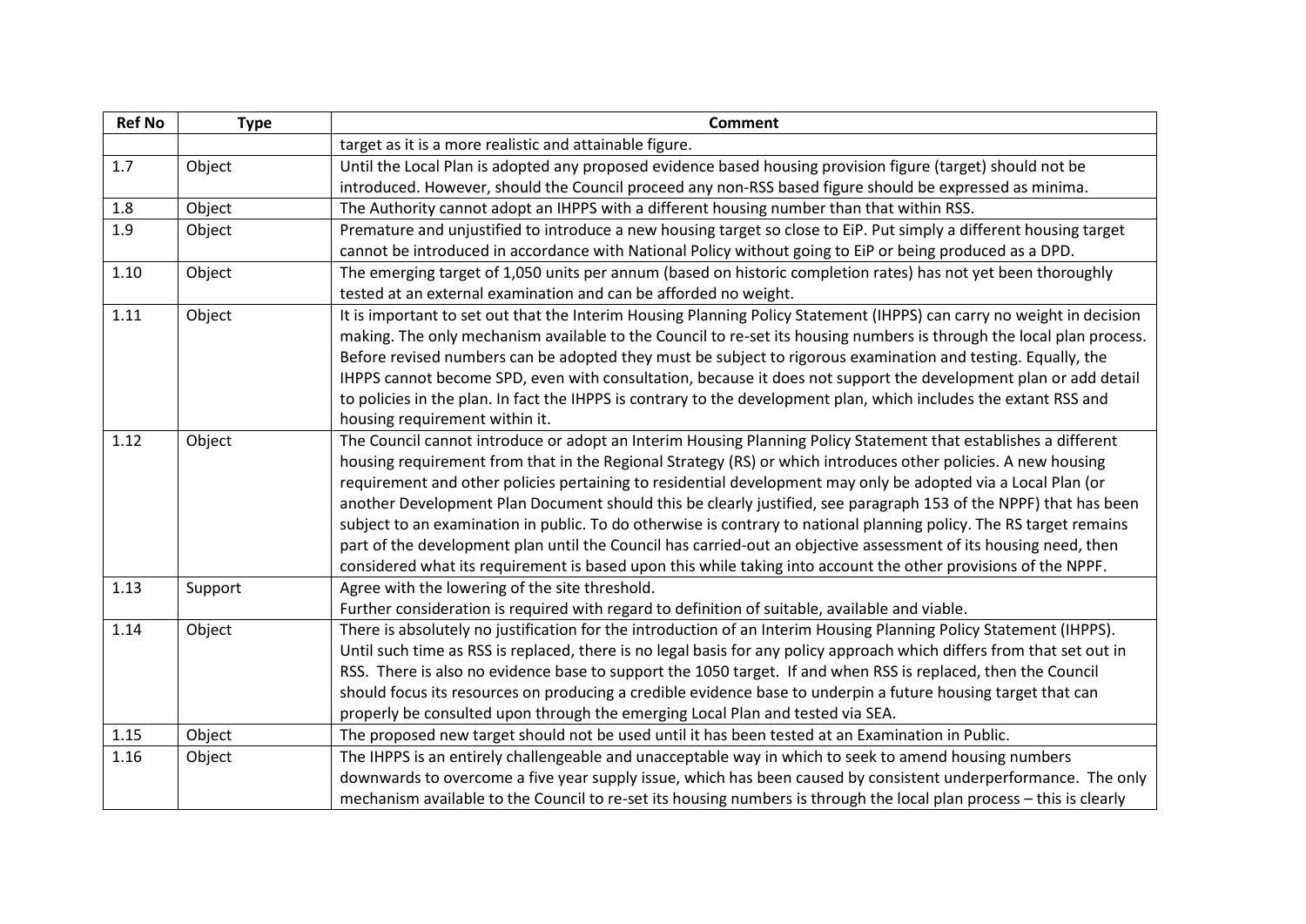| Ref No | Type | Comment |
|---|---|---|
| | | target as it is a more realistic and attainable figure. |
| 1.7 | Object | Until the Local Plan is adopted any proposed evidence based housing provision figure (target) should not be introduced. However, should the Council proceed any non-RSS based figure should be expressed as minima. |
| 1.8 | Object | The Authority cannot adopt an IHPPS with a different housing number than that within RSS. |
| 1.9 | Object | Premature and unjustified to introduce a new housing target so close to EiP. Put simply a different housing target cannot be introduced in accordance with National Policy without going to EiP or being produced as a DPD. |
| 1.10 | Object | The emerging target of 1,050 units per annum (based on historic completion rates) has not yet been thoroughly tested at an external examination and can be afforded no weight. |
| 1.11 | Object | It is important to set out that the Interim Housing Planning Policy Statement (IHPPS) can carry no weight in decision making. The only mechanism available to the Council to re-set its housing numbers is through the local plan process. Before revised numbers can be adopted they must be subject to rigorous examination and testing. Equally, the IHPPS cannot become SPD, even with consultation, because it does not support the development plan or add detail to policies in the plan. In fact the IHPPS is contrary to the development plan, which includes the extant RSS and housing requirement within it. |
| 1.12 | Object | The Council cannot introduce or adopt an Interim Housing Planning Policy Statement that establishes a different housing requirement from that in the Regional Strategy (RS) or which introduces other policies. A new housing requirement and other policies pertaining to residential development may only be adopted via a Local Plan (or another Development Plan Document should this be clearly justified, see paragraph 153 of the NPPF) that has been subject to an examination in public. To do otherwise is contrary to national planning policy. The RS target remains part of the development plan until the Council has carried-out an objective assessment of its housing need, then considered what its requirement is based upon this while taking into account the other provisions of the NPPF. |
| 1.13 | Support | Agree with the lowering of the site threshold.<br>Further consideration is required with regard to definition of suitable, available and viable. |
| 1.14 | Object | There is absolutely no justification for the introduction of an Interim Housing Planning Policy Statement (IHPPS). Until such time as RSS is replaced, there is no legal basis for any policy approach which differs from that set out in RSS. There is also no evidence base to support the 1050 target. If and when RSS is replaced, then the Council should focus its resources on producing a credible evidence base to underpin a future housing target that can properly be consulted upon through the emerging Local Plan and tested via SEA. |
| 1.15 | Object | The proposed new target should not be used until it has been tested at an Examination in Public. |
| 1.16 | Object | The IHPPS is an entirely challengeable and unacceptable way in which to seek to amend housing numbers downwards to overcome a five year supply issue, which has been caused by consistent underperformance. The only mechanism available to the Council to re-set its housing numbers is through the local plan process – this is clearly |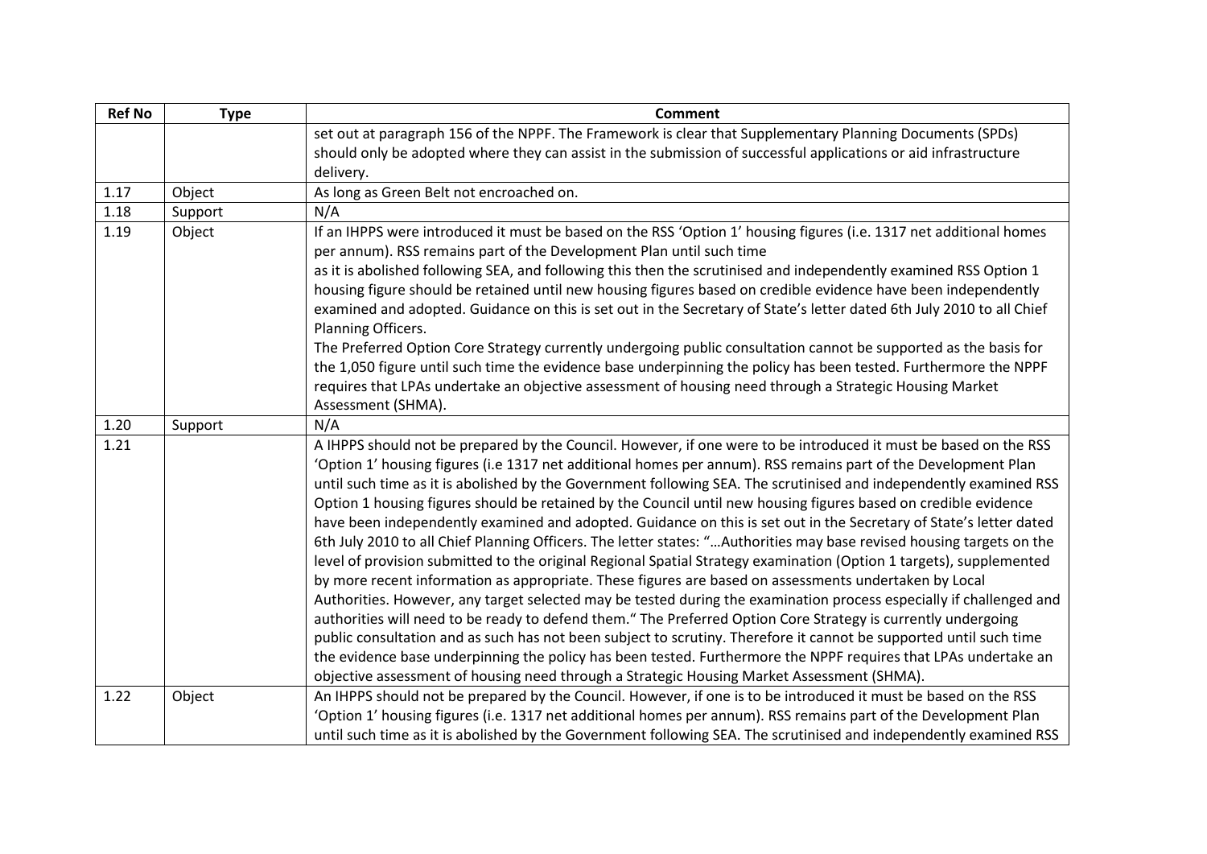| Ref No | Type | Comment |
|---|---|---|
| | | set out at paragraph 156 of the NPPF. The Framework is clear that Supplementary Planning Documents (SPDs) should only be adopted where they can assist in the submission of successful applications or aid infrastructure delivery. |
| 1.17 | Object | As long as Green Belt not encroached on. |
| 1.18 | Support | N/A |
| 1.19 | Object | If an IHPPS were introduced it must be based on the RSS 'Option 1' housing figures (i.e. 1317 net additional homes per annum). RSS remains part of the Development Plan until such time as it is abolished following SEA, and following this then the scrutinised and independently examined RSS Option 1 housing figure should be retained until new housing figures based on credible evidence have been independently examined and adopted. Guidance on this is set out in the Secretary of State's letter dated 6th July 2010 to all Chief Planning Officers. The Preferred Option Core Strategy currently undergoing public consultation cannot be supported as the basis for the 1,050 figure until such time the evidence base underpinning the policy has been tested. Furthermore the NPPF requires that LPAs undertake an objective assessment of housing need through a Strategic Housing Market Assessment (SHMA). |
| 1.20 | Support | N/A |
| 1.21 | | A IHPPS should not be prepared by the Council. However, if one were to be introduced it must be based on the RSS 'Option 1' housing figures (i.e 1317 net additional homes per annum). RSS remains part of the Development Plan until such time as it is abolished by the Government following SEA. The scrutinised and independently examined RSS Option 1 housing figures should be retained by the Council until new housing figures based on credible evidence have been independently examined and adopted. Guidance on this is set out in the Secretary of State's letter dated 6th July 2010 to all Chief Planning Officers. The letter states: "…Authorities may base revised housing targets on the level of provision submitted to the original Regional Spatial Strategy examination (Option 1 targets), supplemented by more recent information as appropriate. These figures are based on assessments undertaken by Local Authorities. However, any target selected may be tested during the examination process especially if challenged and authorities will need to be ready to defend them." The Preferred Option Core Strategy is currently undergoing public consultation and as such has not been subject to scrutiny. Therefore it cannot be supported until such time the evidence base underpinning the policy has been tested. Furthermore the NPPF requires that LPAs undertake an objective assessment of housing need through a Strategic Housing Market Assessment (SHMA). |
| 1.22 | Object | An IHPPS should not be prepared by the Council. However, if one is to be introduced it must be based on the RSS 'Option 1' housing figures (i.e. 1317 net additional homes per annum). RSS remains part of the Development Plan until such time as it is abolished by the Government following SEA. The scrutinised and independently examined RSS |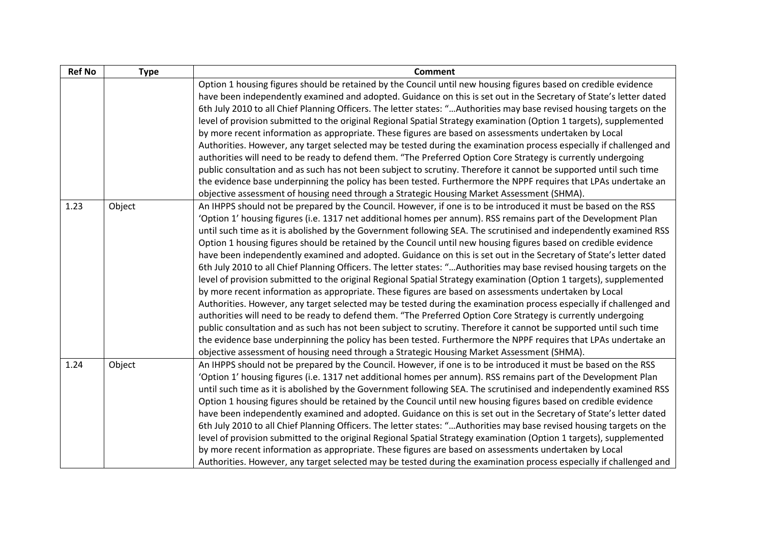| Ref No | Type | Comment |
|---|---|---|
| | | Option 1 housing figures should be retained by the Council until new housing figures based on credible evidence have been independently examined and adopted. Guidance on this is set out in the Secretary of State's letter dated 6th July 2010 to all Chief Planning Officers. The letter states: "…Authorities may base revised housing targets on the level of provision submitted to the original Regional Spatial Strategy examination (Option 1 targets), supplemented by more recent information as appropriate. These figures are based on assessments undertaken by Local Authorities. However, any target selected may be tested during the examination process especially if challenged and authorities will need to be ready to defend them. "The Preferred Option Core Strategy is currently undergoing public consultation and as such has not been subject to scrutiny. Therefore it cannot be supported until such time the evidence base underpinning the policy has been tested. Furthermore the NPPF requires that LPAs undertake an objective assessment of housing need through a Strategic Housing Market Assessment (SHMA). |
| 1.23 | Object | An IHPPS should not be prepared by the Council. However, if one is to be introduced it must be based on the RSS 'Option 1' housing figures (i.e. 1317 net additional homes per annum). RSS remains part of the Development Plan until such time as it is abolished by the Government following SEA. The scrutinised and independently examined RSS Option 1 housing figures should be retained by the Council until new housing figures based on credible evidence have been independently examined and adopted. Guidance on this is set out in the Secretary of State's letter dated 6th July 2010 to all Chief Planning Officers. The letter states: "…Authorities may base revised housing targets on the level of provision submitted to the original Regional Spatial Strategy examination (Option 1 targets), supplemented by more recent information as appropriate. These figures are based on assessments undertaken by Local Authorities. However, any target selected may be tested during the examination process especially if challenged and authorities will need to be ready to defend them. "The Preferred Option Core Strategy is currently undergoing public consultation and as such has not been subject to scrutiny. Therefore it cannot be supported until such time the evidence base underpinning the policy has been tested. Furthermore the NPPF requires that LPAs undertake an objective assessment of housing need through a Strategic Housing Market Assessment (SHMA). |
| 1.24 | Object | An IHPPS should not be prepared by the Council. However, if one is to be introduced it must be based on the RSS 'Option 1' housing figures (i.e. 1317 net additional homes per annum). RSS remains part of the Development Plan until such time as it is abolished by the Government following SEA. The scrutinised and independently examined RSS Option 1 housing figures should be retained by the Council until new housing figures based on credible evidence have been independently examined and adopted. Guidance on this is set out in the Secretary of State's letter dated 6th July 2010 to all Chief Planning Officers. The letter states: "…Authorities may base revised housing targets on the level of provision submitted to the original Regional Spatial Strategy examination (Option 1 targets), supplemented by more recent information as appropriate. These figures are based on assessments undertaken by Local Authorities. However, any target selected may be tested during the examination process especially if challenged and |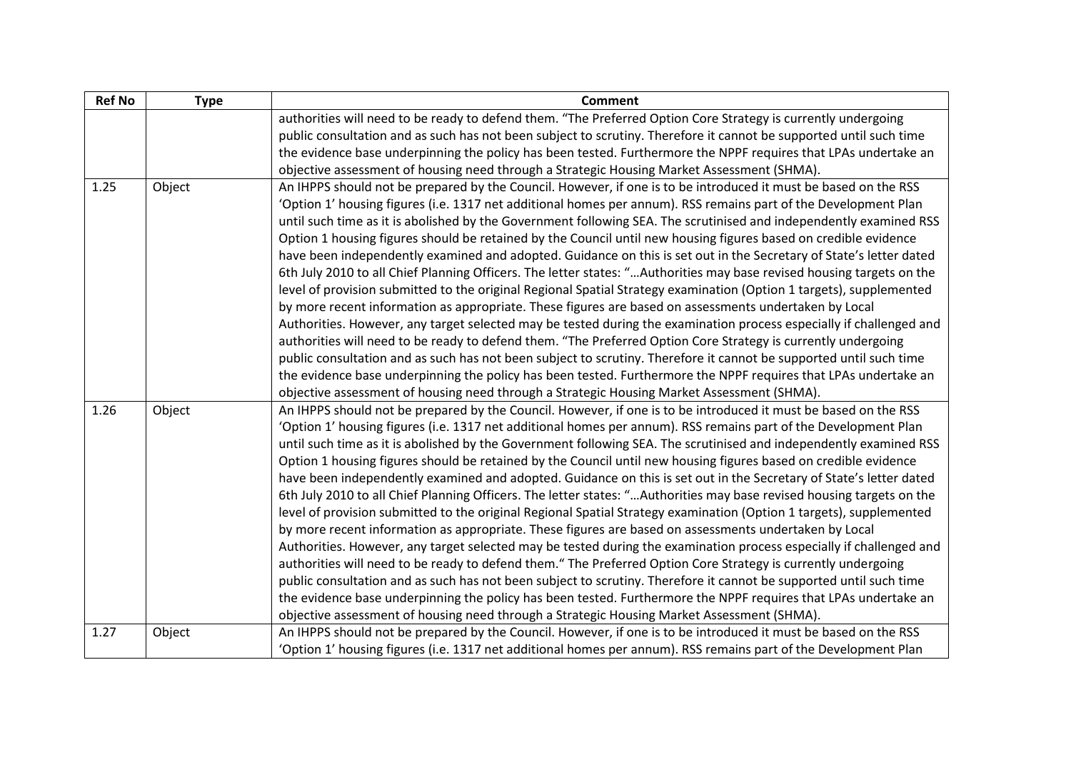| Ref No | Type | Comment |
|---|---|---|
| | | authorities will need to be ready to defend them. "The Preferred Option Core Strategy is currently undergoing public consultation and as such has not been subject to scrutiny. Therefore it cannot be supported until such time the evidence base underpinning the policy has been tested. Furthermore the NPPF requires that LPAs undertake an objective assessment of housing need through a Strategic Housing Market Assessment (SHMA). |
| 1.25 | Object | An IHPPS should not be prepared by the Council. However, if one is to be introduced it must be based on the RSS 'Option 1' housing figures (i.e. 1317 net additional homes per annum). RSS remains part of the Development Plan until such time as it is abolished by the Government following SEA. The scrutinised and independently examined RSS Option 1 housing figures should be retained by the Council until new housing figures based on credible evidence have been independently examined and adopted. Guidance on this is set out in the Secretary of State's letter dated 6th July 2010 to all Chief Planning Officers. The letter states: "…Authorities may base revised housing targets on the level of provision submitted to the original Regional Spatial Strategy examination (Option 1 targets), supplemented by more recent information as appropriate. These figures are based on assessments undertaken by Local Authorities. However, any target selected may be tested during the examination process especially if challenged and authorities will need to be ready to defend them. "The Preferred Option Core Strategy is currently undergoing public consultation and as such has not been subject to scrutiny. Therefore it cannot be supported until such time the evidence base underpinning the policy has been tested. Furthermore the NPPF requires that LPAs undertake an objective assessment of housing need through a Strategic Housing Market Assessment (SHMA). |
| 1.26 | Object | An IHPPS should not be prepared by the Council. However, if one is to be introduced it must be based on the RSS 'Option 1' housing figures (i.e. 1317 net additional homes per annum). RSS remains part of the Development Plan until such time as it is abolished by the Government following SEA. The scrutinised and independently examined RSS Option 1 housing figures should be retained by the Council until new housing figures based on credible evidence have been independently examined and adopted. Guidance on this is set out in the Secretary of State's letter dated 6th July 2010 to all Chief Planning Officers. The letter states: "…Authorities may base revised housing targets on the level of provision submitted to the original Regional Spatial Strategy examination (Option 1 targets), supplemented by more recent information as appropriate. These figures are based on assessments undertaken by Local Authorities. However, any target selected may be tested during the examination process especially if challenged and authorities will need to be ready to defend them." The Preferred Option Core Strategy is currently undergoing public consultation and as such has not been subject to scrutiny. Therefore it cannot be supported until such time the evidence base underpinning the policy has been tested. Furthermore the NPPF requires that LPAs undertake an objective assessment of housing need through a Strategic Housing Market Assessment (SHMA). |
| 1.27 | Object | An IHPPS should not be prepared by the Council. However, if one is to be introduced it must be based on the RSS 'Option 1' housing figures (i.e. 1317 net additional homes per annum). RSS remains part of the Development Plan |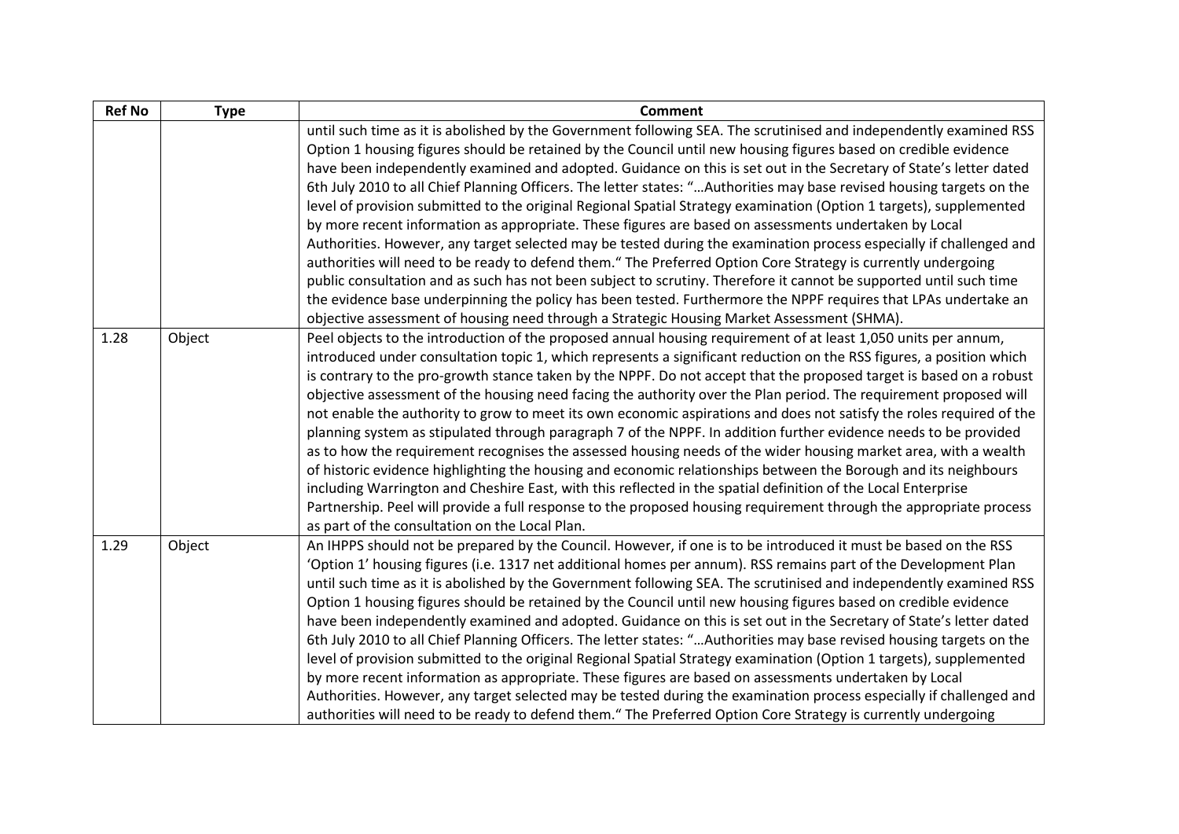| Ref No | Type | Comment |
|---|---|---|
| | | until such time as it is abolished by the Government following SEA. The scrutinised and independently examined RSS Option 1 housing figures should be retained by the Council until new housing figures based on credible evidence have been independently examined and adopted. Guidance on this is set out in the Secretary of State's letter dated 6th July 2010 to all Chief Planning Officers. The letter states: "…Authorities may base revised housing targets on the level of provision submitted to the original Regional Spatial Strategy examination (Option 1 targets), supplemented by more recent information as appropriate. These figures are based on assessments undertaken by Local Authorities. However, any target selected may be tested during the examination process especially if challenged and authorities will need to be ready to defend them." The Preferred Option Core Strategy is currently undergoing public consultation and as such has not been subject to scrutiny. Therefore it cannot be supported until such time the evidence base underpinning the policy has been tested. Furthermore the NPPF requires that LPAs undertake an objective assessment of housing need through a Strategic Housing Market Assessment (SHMA). |
| 1.28 | Object | Peel objects to the introduction of the proposed annual housing requirement of at least 1,050 units per annum, introduced under consultation topic 1, which represents a significant reduction on the RSS figures, a position which is contrary to the pro-growth stance taken by the NPPF. Do not accept that the proposed target is based on a robust objective assessment of the housing need facing the authority over the Plan period. The requirement proposed will not enable the authority to grow to meet its own economic aspirations and does not satisfy the roles required of the planning system as stipulated through paragraph 7 of the NPPF. In addition further evidence needs to be provided as to how the requirement recognises the assessed housing needs of the wider housing market area, with a wealth of historic evidence highlighting the housing and economic relationships between the Borough and its neighbours including Warrington and Cheshire East, with this reflected in the spatial definition of the Local Enterprise Partnership. Peel will provide a full response to the proposed housing requirement through the appropriate process as part of the consultation on the Local Plan. |
| 1.29 | Object | An IHPPS should not be prepared by the Council. However, if one is to be introduced it must be based on the RSS 'Option 1' housing figures (i.e. 1317 net additional homes per annum). RSS remains part of the Development Plan until such time as it is abolished by the Government following SEA. The scrutinised and independently examined RSS Option 1 housing figures should be retained by the Council until new housing figures based on credible evidence have been independently examined and adopted. Guidance on this is set out in the Secretary of State's letter dated 6th July 2010 to all Chief Planning Officers. The letter states: "…Authorities may base revised housing targets on the level of provision submitted to the original Regional Spatial Strategy examination (Option 1 targets), supplemented by more recent information as appropriate. These figures are based on assessments undertaken by Local Authorities. However, any target selected may be tested during the examination process especially if challenged and authorities will need to be ready to defend them." The Preferred Option Core Strategy is currently undergoing |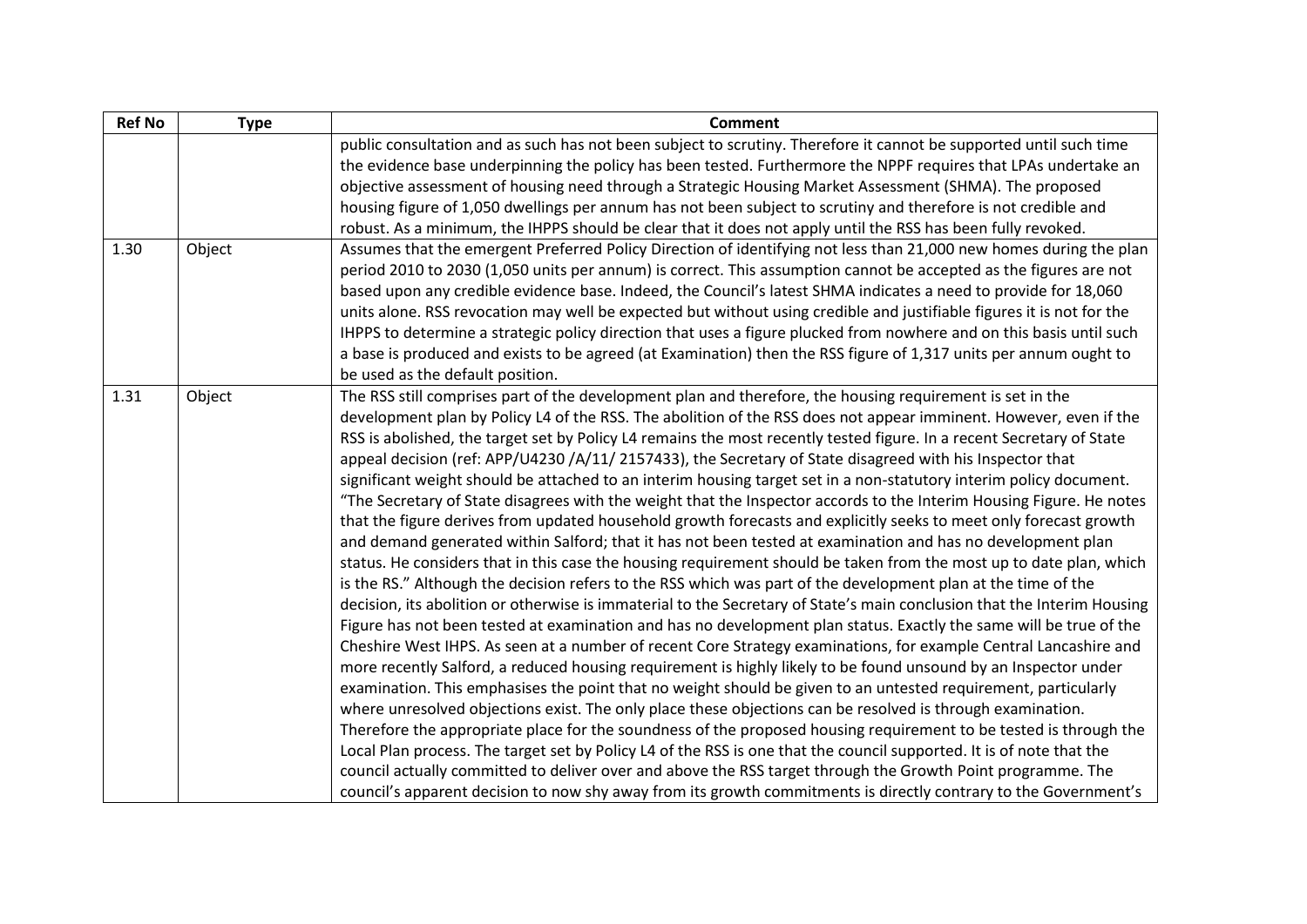| Ref No | Type | Comment |
|---|---|---|
| | | public consultation and as such has not been subject to scrutiny. Therefore it cannot be supported until such time the evidence base underpinning the policy has been tested. Furthermore the NPPF requires that LPAs undertake an objective assessment of housing need through a Strategic Housing Market Assessment (SHMA). The proposed housing figure of 1,050 dwellings per annum has not been subject to scrutiny and therefore is not credible and robust. As a minimum, the IHPPS should be clear that it does not apply until the RSS has been fully revoked. |
| 1.30 | Object | Assumes that the emergent Preferred Policy Direction of identifying not less than 21,000 new homes during the plan period 2010 to 2030 (1,050 units per annum) is correct. This assumption cannot be accepted as the figures are not based upon any credible evidence base. Indeed, the Council's latest SHMA indicates a need to provide for 18,060 units alone. RSS revocation may well be expected but without using credible and justifiable figures it is not for the IHPPS to determine a strategic policy direction that uses a figure plucked from nowhere and on this basis until such a base is produced and exists to be agreed (at Examination) then the RSS figure of 1,317 units per annum ought to be used as the default position. |
| 1.31 | Object | The RSS still comprises part of the development plan and therefore, the housing requirement is set in the development plan by Policy L4 of the RSS. The abolition of the RSS does not appear imminent. However, even if the RSS is abolished, the target set by Policy L4 remains the most recently tested figure. In a recent Secretary of State appeal decision (ref: APP/U4230 /A/11/ 2157433), the Secretary of State disagreed with his Inspector that significant weight should be attached to an interim housing target set in a non-statutory interim policy document. "The Secretary of State disagrees with the weight that the Inspector accords to the Interim Housing Figure. He notes that the figure derives from updated household growth forecasts and explicitly seeks to meet only forecast growth and demand generated within Salford; that it has not been tested at examination and has no development plan status. He considers that in this case the housing requirement should be taken from the most up to date plan, which is the RS." Although the decision refers to the RSS which was part of the development plan at the time of the decision, its abolition or otherwise is immaterial to the Secretary of State's main conclusion that the Interim Housing Figure has not been tested at examination and has no development plan status. Exactly the same will be true of the Cheshire West IHPS. As seen at a number of recent Core Strategy examinations, for example Central Lancashire and more recently Salford, a reduced housing requirement is highly likely to be found unsound by an Inspector under examination. This emphasises the point that no weight should be given to an untested requirement, particularly where unresolved objections exist. The only place these objections can be resolved is through examination. Therefore the appropriate place for the soundness of the proposed housing requirement to be tested is through the Local Plan process. The target set by Policy L4 of the RSS is one that the council supported. It is of note that the council actually committed to deliver over and above the RSS target through the Growth Point programme. The council's apparent decision to now shy away from its growth commitments is directly contrary to the Government's |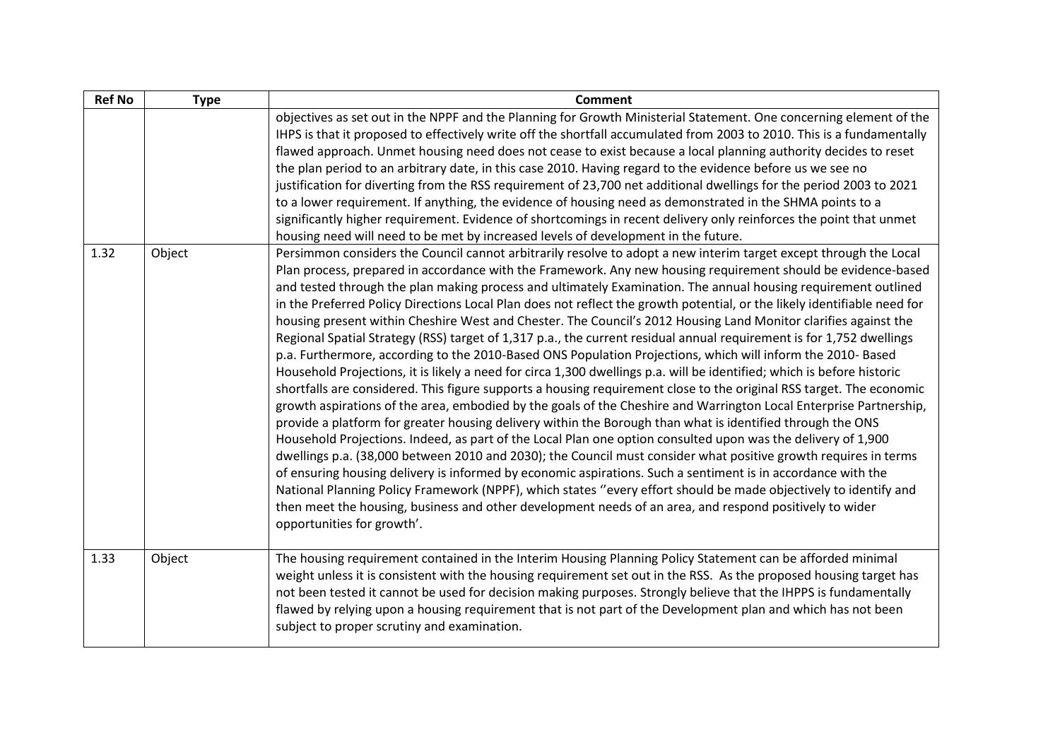| Ref No | Type | Comment |
|---|---|---|
| | | objectives as set out in the NPPF and the Planning for Growth Ministerial Statement. One concerning element of the IHPS is that it proposed to effectively write off the shortfall accumulated from 2003 to 2010. This is a fundamentally flawed approach. Unmet housing need does not cease to exist because a local planning authority decides to reset the plan period to an arbitrary date, in this case 2010. Having regard to the evidence before us we see no justification for diverting from the RSS requirement of 23,700 net additional dwellings for the period 2003 to 2021 to a lower requirement. If anything, the evidence of housing need as demonstrated in the SHMA points to a significantly higher requirement. Evidence of shortcomings in recent delivery only reinforces the point that unmet housing need will need to be met by increased levels of development in the future. |
| 1.32 | Object | Persimmon considers the Council cannot arbitrarily resolve to adopt a new interim target except through the Local Plan process, prepared in accordance with the Framework. Any new housing requirement should be evidence-based and tested through the plan making process and ultimately Examination. The annual housing requirement outlined in the Preferred Policy Directions Local Plan does not reflect the growth potential, or the likely identifiable need for housing present within Cheshire West and Chester. The Council's 2012 Housing Land Monitor clarifies against the Regional Spatial Strategy (RSS) target of 1,317 p.a., the current residual annual requirement is for 1,752 dwellings p.a. Furthermore, according to the 2010-Based ONS Population Projections, which will inform the 2010- Based Household Projections, it is likely a need for circa 1,300 dwellings p.a. will be identified; which is before historic shortfalls are considered. This figure supports a housing requirement close to the original RSS target. The economic growth aspirations of the area, embodied by the goals of the Cheshire and Warrington Local Enterprise Partnership, provide a platform for greater housing delivery within the Borough than what is identified through the ONS Household Projections. Indeed, as part of the Local Plan one option consulted upon was the delivery of 1,900 dwellings p.a. (38,000 between 2010 and 2030); the Council must consider what positive growth requires in terms of ensuring housing delivery is informed by economic aspirations. Such a sentiment is in accordance with the National Planning Policy Framework (NPPF), which states ''every effort should be made objectively to identify and then meet the housing, business and other development needs of an area, and respond positively to wider opportunities for growth'. |
| 1.33 | Object | The housing requirement contained in the Interim Housing Planning Policy Statement can be afforded minimal weight unless it is consistent with the housing requirement set out in the RSS. As the proposed housing target has not been tested it cannot be used for decision making purposes. Strongly believe that the IHPPS is fundamentally flawed by relying upon a housing requirement that is not part of the Development plan and which has not been subject to proper scrutiny and examination. |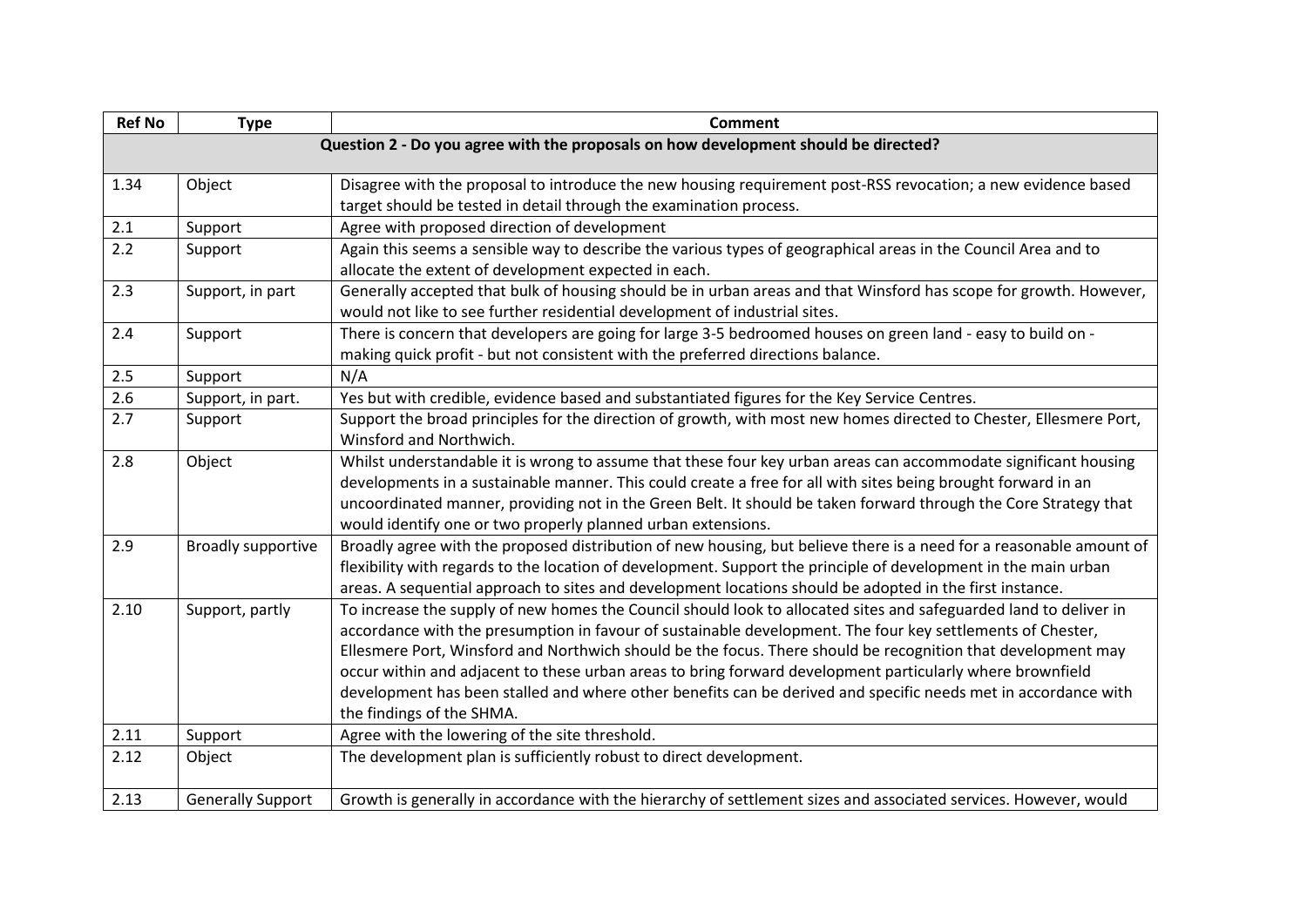| Ref No | Type | Comment |
|---|---|---|
| | | **Question 2 - Do you agree with the proposals on how development should be directed?** |
| 1.34 | Object | Disagree with the proposal to introduce the new housing requirement post-RSS revocation; a new evidence based target should be tested in detail through the examination process. |
| 2.1 | Support | Agree with proposed direction of development |
| 2.2 | Support | Again this seems a sensible way to describe the various types of geographical areas in the Council Area and to allocate the extent of development expected in each. |
| 2.3 | Support, in part | Generally accepted that bulk of housing should be in urban areas and that Winsford has scope for growth. However, would not like to see further residential development of industrial sites. |
| 2.4 | Support | There is concern that developers are going for large 3-5 bedroomed houses on green land - easy to build on - making quick profit - but not consistent with the preferred directions balance. |
| 2.5 | Support | N/A |
| 2.6 | Support, in part. | Yes but with credible, evidence based and substantiated figures for the Key Service Centres. |
| 2.7 | Support | Support the broad principles for the direction of growth, with most new homes directed to Chester, Ellesmere Port, Winsford and Northwich. |
| 2.8 | Object | Whilst understandable it is wrong to assume that these four key urban areas can accommodate significant housing developments in a sustainable manner. This could create a free for all with sites being brought forward in an uncoordinated manner, providing not in the Green Belt. It should be taken forward through the Core Strategy that would identify one or two properly planned urban extensions. |
| 2.9 | Broadly supportive | Broadly agree with the proposed distribution of new housing, but believe there is a need for a reasonable amount of flexibility with regards to the location of development. Support the principle of development in the main urban areas. A sequential approach to sites and development locations should be adopted in the first instance. |
| 2.10 | Support, partly | To increase the supply of new homes the Council should look to allocated sites and safeguarded land to deliver in accordance with the presumption in favour of sustainable development. The four key settlements of Chester, Ellesmere Port, Winsford and Northwich should be the focus. There should be recognition that development may occur within and adjacent to these urban areas to bring forward development particularly where brownfield development has been stalled and where other benefits can be derived and specific needs met in accordance with the findings of the SHMA. |
| 2.11 | Support | Agree with the lowering of the site threshold. |
| 2.12 | Object | The development plan is sufficiently robust to direct development. |
| 2.13 | Generally Support | Growth is generally in accordance with the hierarchy of settlement sizes and associated services. However, would |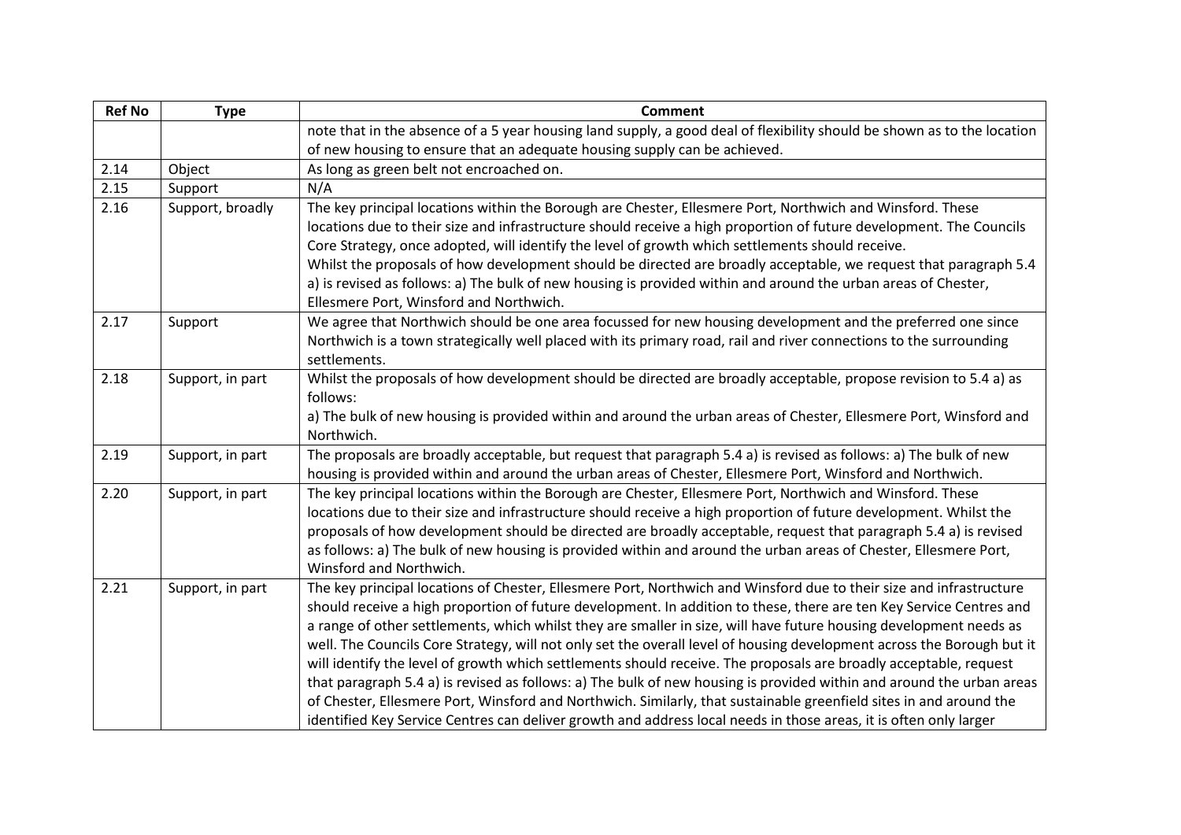| Ref No | Type | Comment |
|---|---|---|
| | | note that in the absence of a 5 year housing land supply, a good deal of flexibility should be shown as to the location of new housing to ensure that an adequate housing supply can be achieved. |
| 2.14 | Object | As long as green belt not encroached on. |
| 2.15 | Support | N/A |
| 2.16 | Support, broadly | The key principal locations within the Borough are Chester, Ellesmere Port, Northwich and Winsford. These locations due to their size and infrastructure should receive a high proportion of future development. The Councils Core Strategy, once adopted, will identify the level of growth which settlements should receive. Whilst the proposals of how development should be directed are broadly acceptable, we request that paragraph 5.4 a) is revised as follows: a) The bulk of new housing is provided within and around the urban areas of Chester, Ellesmere Port, Winsford and Northwich. |
| 2.17 | Support | We agree that Northwich should be one area focussed for new housing development and the preferred one since Northwich is a town strategically well placed with its primary road, rail and river connections to the surrounding settlements. |
| 2.18 | Support, in part | Whilst the proposals of how development should be directed are broadly acceptable, propose revision to 5.4 a) as follows: a) The bulk of new housing is provided within and around the urban areas of Chester, Ellesmere Port, Winsford and Northwich. |
| 2.19 | Support, in part | The proposals are broadly acceptable, but request that paragraph 5.4 a) is revised as follows: a) The bulk of new housing is provided within and around the urban areas of Chester, Ellesmere Port, Winsford and Northwich. |
| 2.20 | Support, in part | The key principal locations within the Borough are Chester, Ellesmere Port, Northwich and Winsford. These locations due to their size and infrastructure should receive a high proportion of future development. Whilst the proposals of how development should be directed are broadly acceptable, request that paragraph 5.4 a) is revised as follows: a) The bulk of new housing is provided within and around the urban areas of Chester, Ellesmere Port, Winsford and Northwich. |
| 2.21 | Support, in part | The key principal locations of Chester, Ellesmere Port, Northwich and Winsford due to their size and infrastructure should receive a high proportion of future development. In addition to these, there are ten Key Service Centres and a range of other settlements, which whilst they are smaller in size, will have future housing development needs as well. The Councils Core Strategy, will not only set the overall level of housing development across the Borough but it will identify the level of growth which settlements should receive. The proposals are broadly acceptable, request that paragraph 5.4 a) is revised as follows: a) The bulk of new housing is provided within and around the urban areas of Chester, Ellesmere Port, Winsford and Northwich. Similarly, that sustainable greenfield sites in and around the identified Key Service Centres can deliver growth and address local needs in those areas, it is often only larger |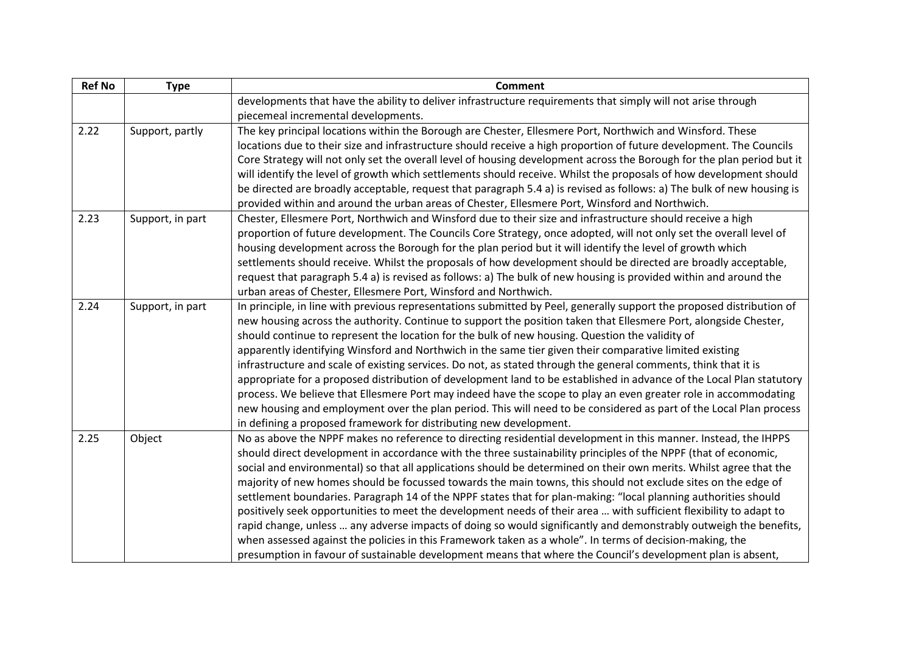| Ref No | Type | Comment |
|---|---|---|
| | | developments that have the ability to deliver infrastructure requirements that simply will not arise through piecemeal incremental developments. |
| 2.22 | Support, partly | The key principal locations within the Borough are Chester, Ellesmere Port, Northwich and Winsford. These locations due to their size and infrastructure should receive a high proportion of future development. The Councils Core Strategy will not only set the overall level of housing development across the Borough for the plan period but it will identify the level of growth which settlements should receive. Whilst the proposals of how development should be directed are broadly acceptable, request that paragraph 5.4 a) is revised as follows: a) The bulk of new housing is provided within and around the urban areas of Chester, Ellesmere Port, Winsford and Northwich. |
| 2.23 | Support, in part | Chester, Ellesmere Port, Northwich and Winsford due to their size and infrastructure should receive a high proportion of future development. The Councils Core Strategy, once adopted, will not only set the overall level of housing development across the Borough for the plan period but it will identify the level of growth which settlements should receive. Whilst the proposals of how development should be directed are broadly acceptable, request that paragraph 5.4 a) is revised as follows: a) The bulk of new housing is provided within and around the urban areas of Chester, Ellesmere Port, Winsford and Northwich. |
| 2.24 | Support, in part | In principle, in line with previous representations submitted by Peel, generally support the proposed distribution of new housing across the authority. Continue to support the position taken that Ellesmere Port, alongside Chester, should continue to represent the location for the bulk of new housing. Question the validity of apparently identifying Winsford and Northwich in the same tier given their comparative limited existing infrastructure and scale of existing services. Do not, as stated through the general comments, think that it is appropriate for a proposed distribution of development land to be established in advance of the Local Plan statutory process. We believe that Ellesmere Port may indeed have the scope to play an even greater role in accommodating new housing and employment over the plan period. This will need to be considered as part of the Local Plan process in defining a proposed framework for distributing new development. |
| 2.25 | Object | No as above the NPPF makes no reference to directing residential development in this manner. Instead, the IHPPS should direct development in accordance with the three sustainability principles of the NPPF (that of economic, social and environmental) so that all applications should be determined on their own merits. Whilst agree that the majority of new homes should be focussed towards the main towns, this should not exclude sites on the edge of settlement boundaries. Paragraph 14 of the NPPF states that for plan-making: "local planning authorities should positively seek opportunities to meet the development needs of their area … with sufficient flexibility to adapt to rapid change, unless … any adverse impacts of doing so would significantly and demonstrably outweigh the benefits, when assessed against the policies in this Framework taken as a whole". In terms of decision-making, the presumption in favour of sustainable development means that where the Council's development plan is absent, |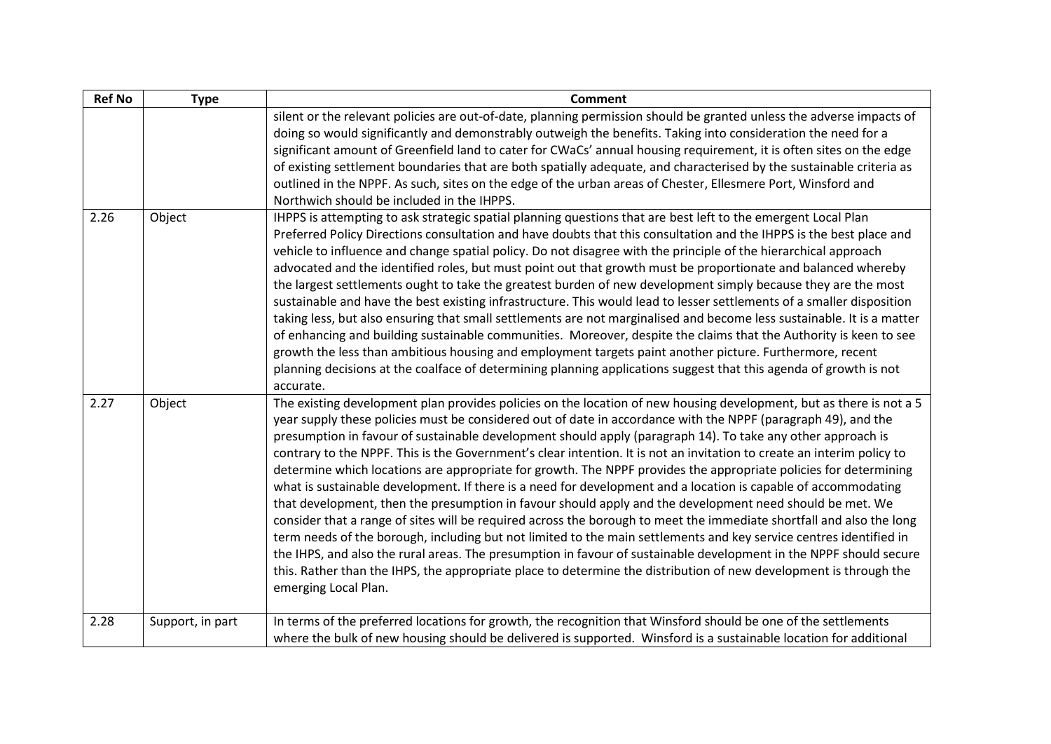| Ref No | Type | Comment |
|---|---|---|
| | | silent or the relevant policies are out-of-date, planning permission should be granted unless the adverse impacts of doing so would significantly and demonstrably outweigh the benefits. Taking into consideration the need for a significant amount of Greenfield land to cater for CWaCs' annual housing requirement, it is often sites on the edge of existing settlement boundaries that are both spatially adequate, and characterised by the sustainable criteria as outlined in the NPPF. As such, sites on the edge of the urban areas of Chester, Ellesmere Port, Winsford and Northwich should be included in the IHPPS. |
| 2.26 | Object | IHPPS is attempting to ask strategic spatial planning questions that are best left to the emergent Local Plan Preferred Policy Directions consultation and have doubts that this consultation and the IHPPS is the best place and vehicle to influence and change spatial policy. Do not disagree with the principle of the hierarchical approach advocated and the identified roles, but must point out that growth must be proportionate and balanced whereby the largest settlements ought to take the greatest burden of new development simply because they are the most sustainable and have the best existing infrastructure. This would lead to lesser settlements of a smaller disposition taking less, but also ensuring that small settlements are not marginalised and become less sustainable. It is a matter of enhancing and building sustainable communities. Moreover, despite the claims that the Authority is keen to see growth the less than ambitious housing and employment targets paint another picture. Furthermore, recent planning decisions at the coalface of determining planning applications suggest that this agenda of growth is not accurate. |
| 2.27 | Object | The existing development plan provides policies on the location of new housing development, but as there is not a 5 year supply these policies must be considered out of date in accordance with the NPPF (paragraph 49), and the presumption in favour of sustainable development should apply (paragraph 14). To take any other approach is contrary to the NPPF. This is the Government's clear intention. It is not an invitation to create an interim policy to determine which locations are appropriate for growth. The NPPF provides the appropriate policies for determining what is sustainable development. If there is a need for development and a location is capable of accommodating that development, then the presumption in favour should apply and the development need should be met. We consider that a range of sites will be required across the borough to meet the immediate shortfall and also the long term needs of the borough, including but not limited to the main settlements and key service centres identified in the IHPS, and also the rural areas. The presumption in favour of sustainable development in the NPPF should secure this. Rather than the IHPS, the appropriate place to determine the distribution of new development is through the emerging Local Plan. |
| 2.28 | Support, in part | In terms of the preferred locations for growth, the recognition that Winsford should be one of the settlements where the bulk of new housing should be delivered is supported. Winsford is a sustainable location for additional |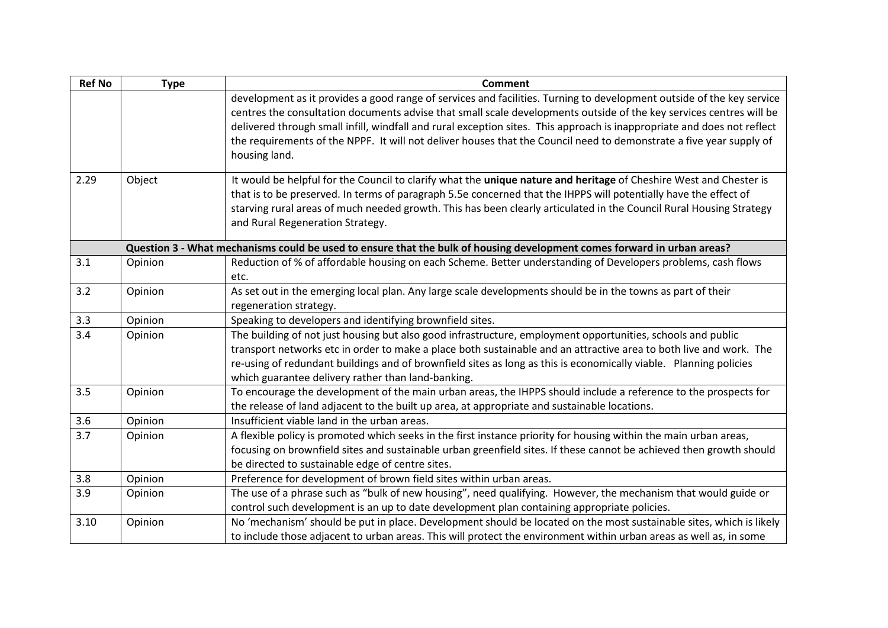| Ref No | Type | Comment |
|---|---|---|
| | | development as it provides a good range of services and facilities. Turning to development outside of the key service centres the consultation documents advise that small scale developments outside of the key services centres will be delivered through small infill, windfall and rural exception sites. This approach is inappropriate and does not reflect the requirements of the NPPF. It will not deliver houses that the Council need to demonstrate a five year supply of housing land. |
| 2.29 | Object | It would be helpful for the Council to clarify what the **unique nature and heritage** of Cheshire West and Chester is that is to be preserved. In terms of paragraph 5.5e concerned that the IHPPS will potentially have the effect of starving rural areas of much needed growth. This has been clearly articulated in the Council Rural Housing Strategy and Rural Regeneration Strategy. |
| | | **Question 3 - What mechanisms could be used to ensure that the bulk of housing development comes forward in urban areas?** |
| 3.1 | Opinion | Reduction of % of affordable housing on each Scheme. Better understanding of Developers problems, cash flows etc. |
| 3.2 | Opinion | As set out in the emerging local plan. Any large scale developments should be in the towns as part of their regeneration strategy. |
| 3.3 | Opinion | Speaking to developers and identifying brownfield sites. |
| 3.4 | Opinion | The building of not just housing but also good infrastructure, employment opportunities, schools and public transport networks etc in order to make a place both sustainable and an attractive area to both live and work. The re-using of redundant buildings and of brownfield sites as long as this is economically viable. Planning policies which guarantee delivery rather than land-banking. |
| 3.5 | Opinion | To encourage the development of the main urban areas, the IHPPS should include a reference to the prospects for the release of land adjacent to the built up area, at appropriate and sustainable locations. |
| 3.6 | Opinion | Insufficient viable land in the urban areas. |
| 3.7 | Opinion | A flexible policy is promoted which seeks in the first instance priority for housing within the main urban areas, focusing on brownfield sites and sustainable urban greenfield sites. If these cannot be achieved then growth should be directed to sustainable edge of centre sites. |
| 3.8 | Opinion | Preference for development of brown field sites within urban areas. |
| 3.9 | Opinion | The use of a phrase such as "bulk of new housing", need qualifying. However, the mechanism that would guide or control such development is an up to date development plan containing appropriate policies. |
| 3.10 | Opinion | No 'mechanism' should be put in place. Development should be located on the most sustainable sites, which is likely to include those adjacent to urban areas. This will protect the environment within urban areas as well as, in some |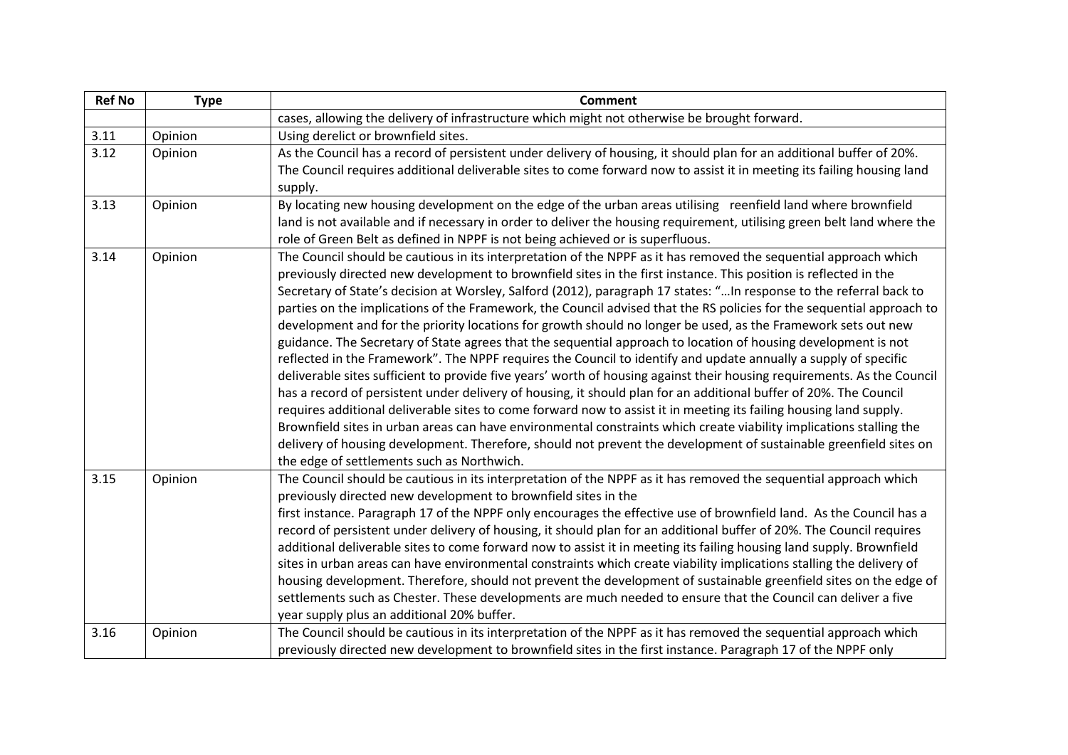| Ref No | Type | Comment |
|---|---|---|
| | | cases, allowing the delivery of infrastructure which might not otherwise be brought forward. |
| 3.11 | Opinion | Using derelict or brownfield sites. |
| 3.12 | Opinion | As the Council has a record of persistent under delivery of housing, it should plan for an additional buffer of 20%. The Council requires additional deliverable sites to come forward now to assist it in meeting its failing housing land supply. |
| 3.13 | Opinion | By locating new housing development on the edge of the urban areas utilising reenfield land where brownfield land is not available and if necessary in order to deliver the housing requirement, utilising green belt land where the role of Green Belt as defined in NPPF is not being achieved or is superfluous. |
| 3.14 | Opinion | The Council should be cautious in its interpretation of the NPPF as it has removed the sequential approach which previously directed new development to brownfield sites in the first instance. This position is reflected in the Secretary of State's decision at Worsley, Salford (2012), paragraph 17 states: "…In response to the referral back to parties on the implications of the Framework, the Council advised that the RS policies for the sequential approach to development and for the priority locations for growth should no longer be used, as the Framework sets out new guidance. The Secretary of State agrees that the sequential approach to location of housing development is not reflected in the Framework". The NPPF requires the Council to identify and update annually a supply of specific deliverable sites sufficient to provide five years' worth of housing against their housing requirements. As the Council has a record of persistent under delivery of housing, it should plan for an additional buffer of 20%. The Council requires additional deliverable sites to come forward now to assist it in meeting its failing housing land supply. Brownfield sites in urban areas can have environmental constraints which create viability implications stalling the delivery of housing development. Therefore, should not prevent the development of sustainable greenfield sites on the edge of settlements such as Northwich. |
| 3.15 | Opinion | The Council should be cautious in its interpretation of the NPPF as it has removed the sequential approach which previously directed new development to brownfield sites in the first instance. Paragraph 17 of the NPPF only encourages the effective use of brownfield land. As the Council has a record of persistent under delivery of housing, it should plan for an additional buffer of 20%. The Council requires additional deliverable sites to come forward now to assist it in meeting its failing housing land supply. Brownfield sites in urban areas can have environmental constraints which create viability implications stalling the delivery of housing development. Therefore, should not prevent the development of sustainable greenfield sites on the edge of settlements such as Chester. These developments are much needed to ensure that the Council can deliver a five year supply plus an additional 20% buffer. |
| 3.16 | Opinion | The Council should be cautious in its interpretation of the NPPF as it has removed the sequential approach which previously directed new development to brownfield sites in the first instance. Paragraph 17 of the NPPF only |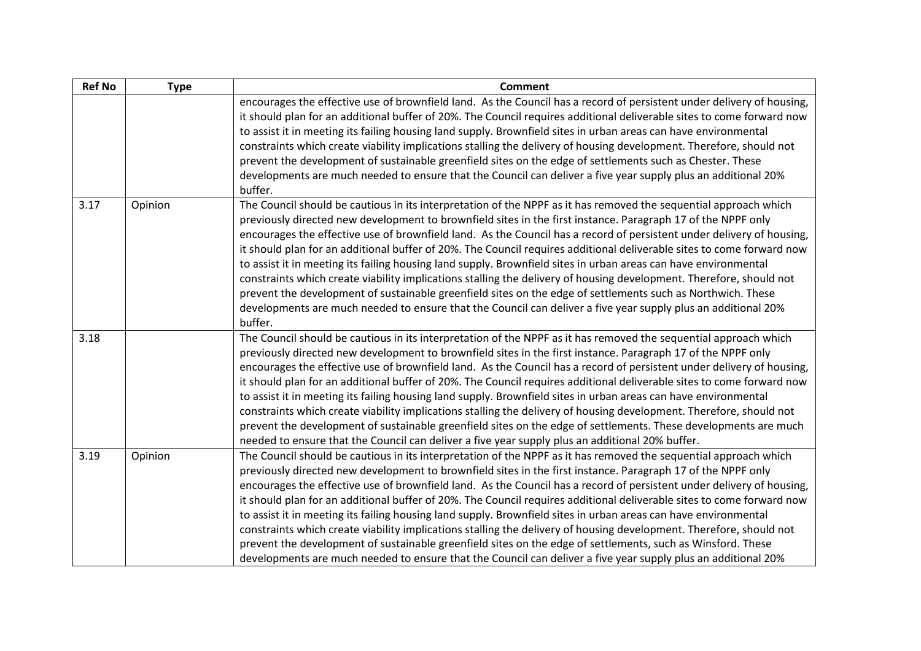| Ref No | Type | Comment |
|---|---|---|
| | | encourages the effective use of brownfield land. As the Council has a record of persistent under delivery of housing, it should plan for an additional buffer of 20%. The Council requires additional deliverable sites to come forward now to assist it in meeting its failing housing land supply. Brownfield sites in urban areas can have environmental constraints which create viability implications stalling the delivery of housing development. Therefore, should not prevent the development of sustainable greenfield sites on the edge of settlements such as Chester. These developments are much needed to ensure that the Council can deliver a five year supply plus an additional 20% buffer. |
| 3.17 | Opinion | The Council should be cautious in its interpretation of the NPPF as it has removed the sequential approach which previously directed new development to brownfield sites in the first instance. Paragraph 17 of the NPPF only encourages the effective use of brownfield land. As the Council has a record of persistent under delivery of housing, it should plan for an additional buffer of 20%. The Council requires additional deliverable sites to come forward now to assist it in meeting its failing housing land supply. Brownfield sites in urban areas can have environmental constraints which create viability implications stalling the delivery of housing development. Therefore, should not prevent the development of sustainable greenfield sites on the edge of settlements such as Northwich. These developments are much needed to ensure that the Council can deliver a five year supply plus an additional 20% buffer. |
| 3.18 | | The Council should be cautious in its interpretation of the NPPF as it has removed the sequential approach which previously directed new development to brownfield sites in the first instance. Paragraph 17 of the NPPF only encourages the effective use of brownfield land. As the Council has a record of persistent under delivery of housing, it should plan for an additional buffer of 20%. The Council requires additional deliverable sites to come forward now to assist it in meeting its failing housing land supply. Brownfield sites in urban areas can have environmental constraints which create viability implications stalling the delivery of housing development. Therefore, should not prevent the development of sustainable greenfield sites on the edge of settlements. These developments are much needed to ensure that the Council can deliver a five year supply plus an additional 20% buffer. |
| 3.19 | Opinion | The Council should be cautious in its interpretation of the NPPF as it has removed the sequential approach which previously directed new development to brownfield sites in the first instance. Paragraph 17 of the NPPF only encourages the effective use of brownfield land. As the Council has a record of persistent under delivery of housing, it should plan for an additional buffer of 20%. The Council requires additional deliverable sites to come forward now to assist it in meeting its failing housing land supply. Brownfield sites in urban areas can have environmental constraints which create viability implications stalling the delivery of housing development. Therefore, should not prevent the development of sustainable greenfield sites on the edge of settlements, such as Winsford. These developments are much needed to ensure that the Council can deliver a five year supply plus an additional 20% |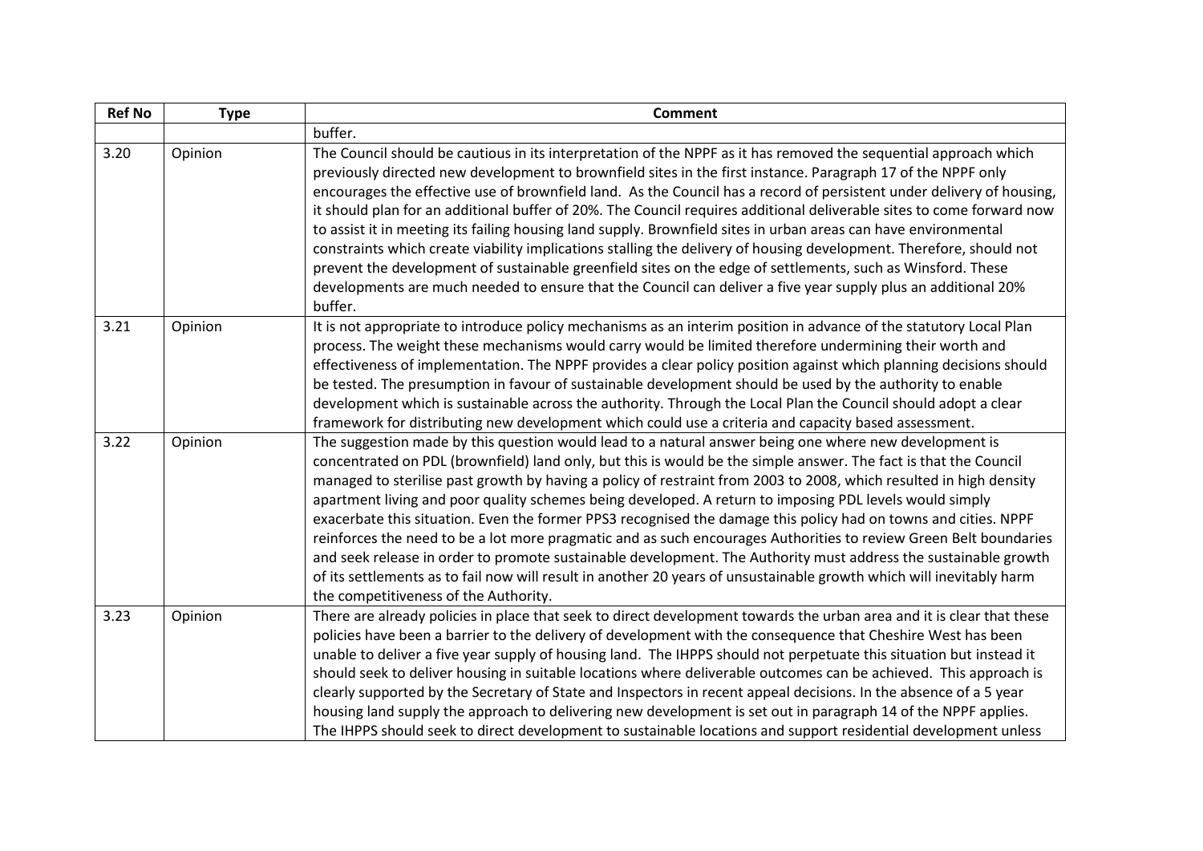| Ref No | Type | Comment |
| --- | --- | --- |
| | | buffer. |
| 3.20 | Opinion | The Council should be cautious in its interpretation of the NPPF as it has removed the sequential approach which previously directed new development to brownfield sites in the first instance. Paragraph 17 of the NPPF only encourages the effective use of brownfield land. As the Council has a record of persistent under delivery of housing, it should plan for an additional buffer of 20%. The Council requires additional deliverable sites to come forward now to assist it in meeting its failing housing land supply. Brownfield sites in urban areas can have environmental constraints which create viability implications stalling the delivery of housing development. Therefore, should not prevent the development of sustainable greenfield sites on the edge of settlements, such as Winsford. These developments are much needed to ensure that the Council can deliver a five year supply plus an additional 20% buffer. |
| 3.21 | Opinion | It is not appropriate to introduce policy mechanisms as an interim position in advance of the statutory Local Plan process. The weight these mechanisms would carry would be limited therefore undermining their worth and effectiveness of implementation. The NPPF provides a clear policy position against which planning decisions should be tested. The presumption in favour of sustainable development should be used by the authority to enable development which is sustainable across the authority. Through the Local Plan the Council should adopt a clear framework for distributing new development which could use a criteria and capacity based assessment. |
| 3.22 | Opinion | The suggestion made by this question would lead to a natural answer being one where new development is concentrated on PDL (brownfield) land only, but this is would be the simple answer. The fact is that the Council managed to sterilise past growth by having a policy of restraint from 2003 to 2008, which resulted in high density apartment living and poor quality schemes being developed. A return to imposing PDL levels would simply exacerbate this situation. Even the former PPS3 recognised the damage this policy had on towns and cities. NPPF reinforces the need to be a lot more pragmatic and as such encourages Authorities to review Green Belt boundaries and seek release in order to promote sustainable development. The Authority must address the sustainable growth of its settlements as to fail now will result in another 20 years of unsustainable growth which will inevitably harm the competitiveness of the Authority. |
| 3.23 | Opinion | There are already policies in place that seek to direct development towards the urban area and it is clear that these policies have been a barrier to the delivery of development with the consequence that Cheshire West has been unable to deliver a five year supply of housing land. The IHPPS should not perpetuate this situation but instead it should seek to deliver housing in suitable locations where deliverable outcomes can be achieved. This approach is clearly supported by the Secretary of State and Inspectors in recent appeal decisions. In the absence of a 5 year housing land supply the approach to delivering new development is set out in paragraph 14 of the NPPF applies. The IHPPS should seek to direct development to sustainable locations and support residential development unless |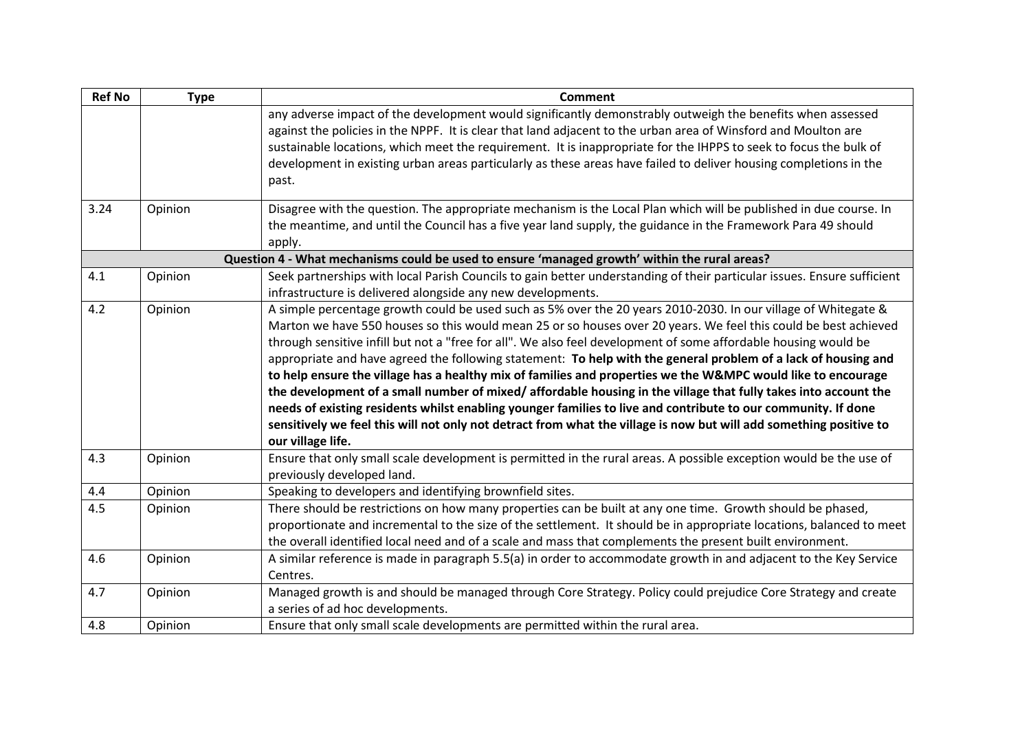| Ref No | Type | Comment |
|---|---|---|
| | | any adverse impact of the development would significantly demonstrably outweigh the benefits when assessed against the policies in the NPPF. It is clear that land adjacent to the urban area of Winsford and Moulton are sustainable locations, which meet the requirement. It is inappropriate for the IHPPS to seek to focus the bulk of development in existing urban areas particularly as these areas have failed to deliver housing completions in the past. |
| 3.24 | Opinion | Disagree with the question. The appropriate mechanism is the Local Plan which will be published in due course. In the meantime, and until the Council has a five year land supply, the guidance in the Framework Para 49 should apply. |
| | | **Question 4 - What mechanisms could be used to ensure 'managed growth' within the rural areas?** |
| 4.1 | Opinion | Seek partnerships with local Parish Councils to gain better understanding of their particular issues. Ensure sufficient infrastructure is delivered alongside any new developments. |
| 4.2 | Opinion | A simple percentage growth could be used such as 5% over the 20 years 2010-2030. In our village of Whitegate & Marton we have 550 houses so this would mean 25 or so houses over 20 years. We feel this could be best achieved through sensitive infill but not a "free for all". We also feel development of some affordable housing would be appropriate and have agreed the following statement: **To help with the general problem of a lack of housing and to help ensure the village has a healthy mix of families and properties we the W&MPC would like to encourage the development of a small number of mixed/ affordable housing in the village that fully takes into account the needs of existing residents whilst enabling younger families to live and contribute to our community. If done sensitively we feel this will not only not detract from what the village is now but will add something positive to our village life.** |
| 4.3 | Opinion | Ensure that only small scale development is permitted in the rural areas. A possible exception would be the use of previously developed land. |
| 4.4 | Opinion | Speaking to developers and identifying brownfield sites. |
| 4.5 | Opinion | There should be restrictions on how many properties can be built at any one time. Growth should be phased, proportionate and incremental to the size of the settlement. It should be in appropriate locations, balanced to meet the overall identified local need and of a scale and mass that complements the present built environment. |
| 4.6 | Opinion | A similar reference is made in paragraph 5.5(a) in order to accommodate growth in and adjacent to the Key Service Centres. |
| 4.7 | Opinion | Managed growth is and should be managed through Core Strategy. Policy could prejudice Core Strategy and create a series of ad hoc developments. |
| 4.8 | Opinion | Ensure that only small scale developments are permitted within the rural area. |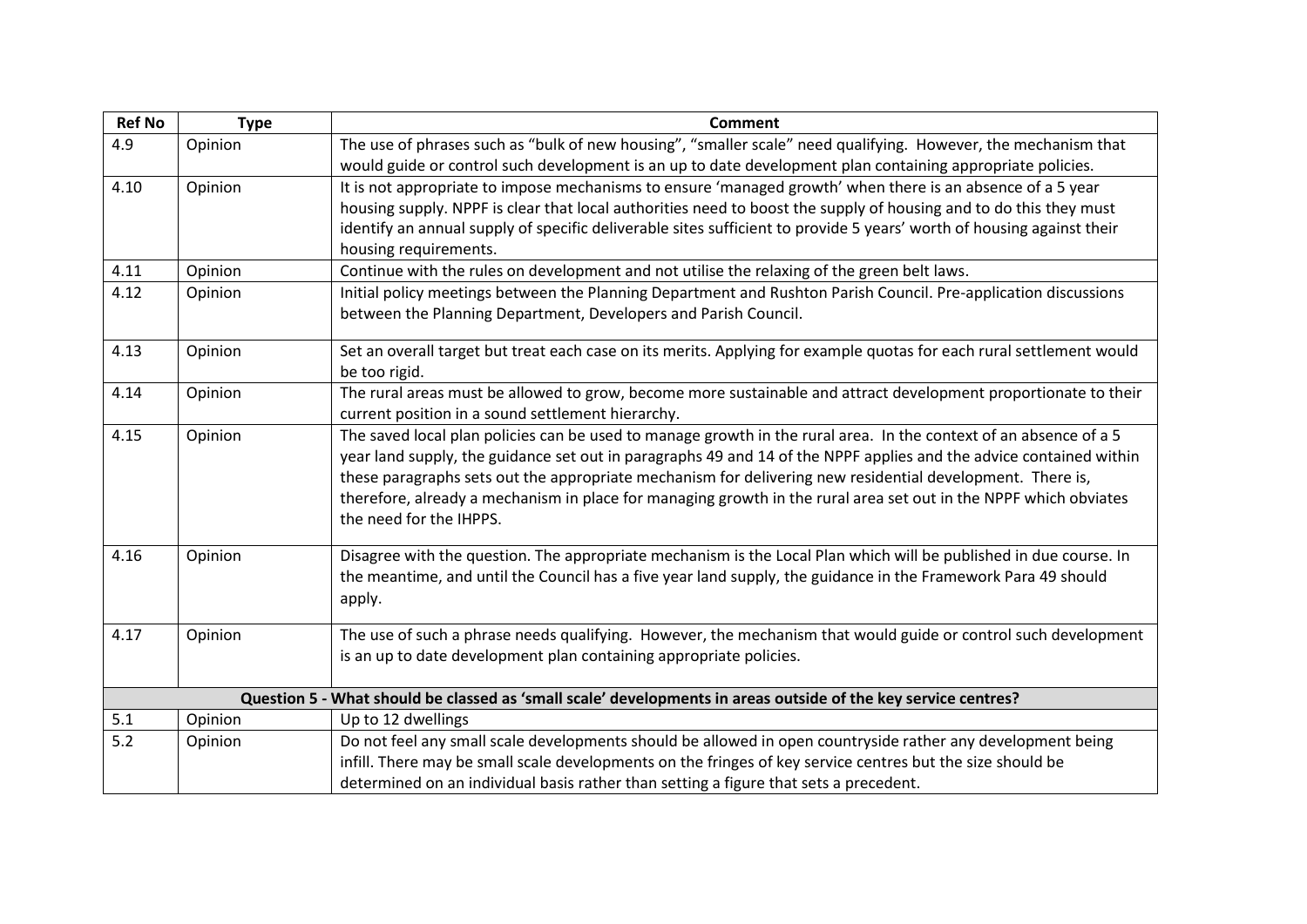| Ref No | Type | Comment |
|---|---|---|
| 4.9 | Opinion | The use of phrases such as "bulk of new housing", "smaller scale" need qualifying. However, the mechanism that would guide or control such development is an up to date development plan containing appropriate policies. |
| 4.10 | Opinion | It is not appropriate to impose mechanisms to ensure 'managed growth' when there is an absence of a 5 year housing supply. NPPF is clear that local authorities need to boost the supply of housing and to do this they must identify an annual supply of specific deliverable sites sufficient to provide 5 years' worth of housing against their housing requirements. |
| 4.11 | Opinion | Continue with the rules on development and not utilise the relaxing of the green belt laws. |
| 4.12 | Opinion | Initial policy meetings between the Planning Department and Rushton Parish Council. Pre-application discussions between the Planning Department, Developers and Parish Council. |
| 4.13 | Opinion | Set an overall target but treat each case on its merits. Applying for example quotas for each rural settlement would be too rigid. |
| 4.14 | Opinion | The rural areas must be allowed to grow, become more sustainable and attract development proportionate to their current position in a sound settlement hierarchy. |
| 4.15 | Opinion | The saved local plan policies can be used to manage growth in the rural area. In the context of an absence of a 5 year land supply, the guidance set out in paragraphs 49 and 14 of the NPPF applies and the advice contained within these paragraphs sets out the appropriate mechanism for delivering new residential development. There is, therefore, already a mechanism in place for managing growth in the rural area set out in the NPPF which obviates the need for the IHPPS. |
| 4.16 | Opinion | Disagree with the question. The appropriate mechanism is the Local Plan which will be published in due course. In the meantime, and until the Council has a five year land supply, the guidance in the Framework Para 49 should apply. |
| 4.17 | Opinion | The use of such a phrase needs qualifying. However, the mechanism that would guide or control such development is an up to date development plan containing appropriate policies. |
| **Question 5 - What should be classed as 'small scale' developments in areas outside of the key service centres?** | | |
| 5.1 | Opinion | Up to 12 dwellings |
| 5.2 | Opinion | Do not feel any small scale developments should be allowed in open countryside rather any development being infill. There may be small scale developments on the fringes of key service centres but the size should be determined on an individual basis rather than setting a figure that sets a precedent. |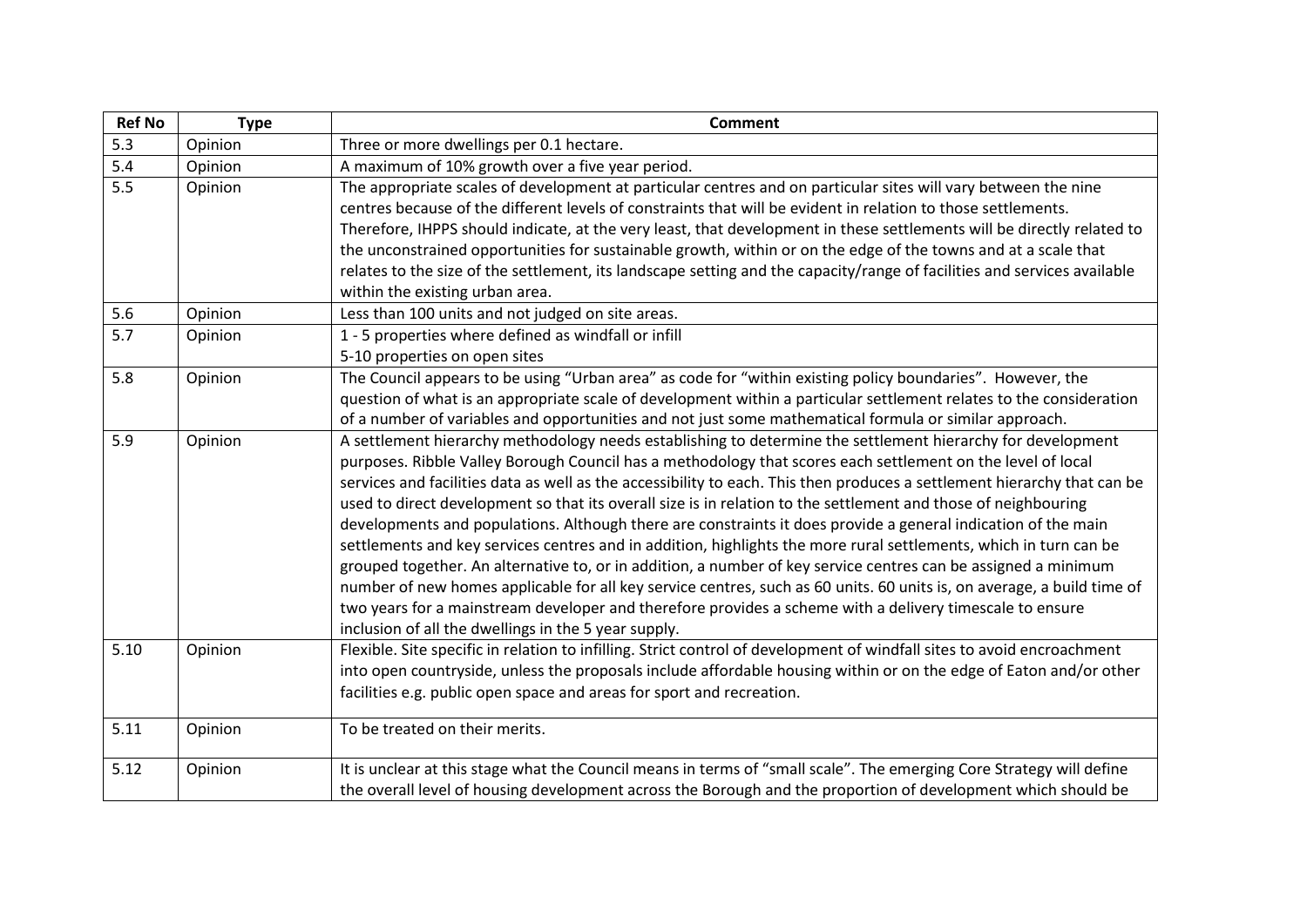| Ref No | Type | Comment |
|---|---|---|
| 5.3 | Opinion | Three or more dwellings per 0.1 hectare. |
| 5.4 | Opinion | A maximum of 10% growth over a five year period. |
| 5.5 | Opinion | The appropriate scales of development at particular centres and on particular sites will vary between the nine centres because of the different levels of constraints that will be evident in relation to those settlements. Therefore, IHPPS should indicate, at the very least, that development in these settlements will be directly related to the unconstrained opportunities for sustainable growth, within or on the edge of the towns and at a scale that relates to the size of the settlement, its landscape setting and the capacity/range of facilities and services available within the existing urban area. |
| 5.6 | Opinion | Less than 100 units and not judged on site areas. |
| 5.7 | Opinion | 1 - 5 properties where defined as windfall or infill<br>5-10 properties on open sites |
| 5.8 | Opinion | The Council appears to be using "Urban area" as code for "within existing policy boundaries". However, the question of what is an appropriate scale of development within a particular settlement relates to the consideration of a number of variables and opportunities and not just some mathematical formula or similar approach. |
| 5.9 | Opinion | A settlement hierarchy methodology needs establishing to determine the settlement hierarchy for development purposes. Ribble Valley Borough Council has a methodology that scores each settlement on the level of local services and facilities data as well as the accessibility to each. This then produces a settlement hierarchy that can be used to direct development so that its overall size is in relation to the settlement and those of neighbouring developments and populations. Although there are constraints it does provide a general indication of the main settlements and key services centres and in addition, highlights the more rural settlements, which in turn can be grouped together. An alternative to, or in addition, a number of key service centres can be assigned a minimum number of new homes applicable for all key service centres, such as 60 units. 60 units is, on average, a build time of two years for a mainstream developer and therefore provides a scheme with a delivery timescale to ensure inclusion of all the dwellings in the 5 year supply. |
| 5.10 | Opinion | Flexible. Site specific in relation to infilling. Strict control of development of windfall sites to avoid encroachment into open countryside, unless the proposals include affordable housing within or on the edge of Eaton and/or other facilities e.g. public open space and areas for sport and recreation. |
| 5.11 | Opinion | To be treated on their merits. |
| 5.12 | Opinion | It is unclear at this stage what the Council means in terms of "small scale". The emerging Core Strategy will define the overall level of housing development across the Borough and the proportion of development which should be |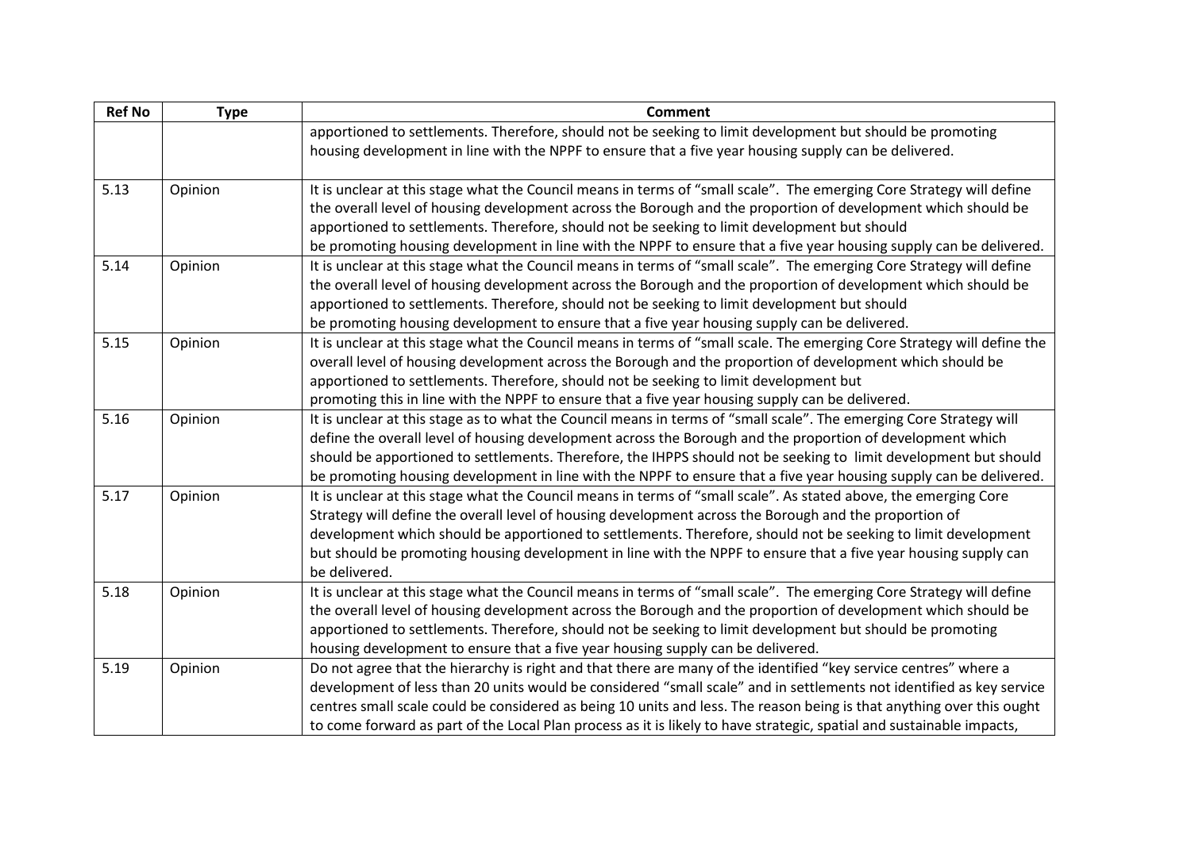| Ref No | Type | Comment |
|---|---|---|
| | | apportioned to settlements. Therefore, should not be seeking to limit development but should be promoting housing development in line with the NPPF to ensure that a five year housing supply can be delivered. |
| 5.13 | Opinion | It is unclear at this stage what the Council means in terms of "small scale". The emerging Core Strategy will define the overall level of housing development across the Borough and the proportion of development which should be apportioned to settlements. Therefore, should not be seeking to limit development but should be promoting housing development in line with the NPPF to ensure that a five year housing supply can be delivered. |
| 5.14 | Opinion | It is unclear at this stage what the Council means in terms of "small scale". The emerging Core Strategy will define the overall level of housing development across the Borough and the proportion of development which should be apportioned to settlements. Therefore, should not be seeking to limit development but should be promoting housing development to ensure that a five year housing supply can be delivered. |
| 5.15 | Opinion | It is unclear at this stage what the Council means in terms of "small scale. The emerging Core Strategy will define the overall level of housing development across the Borough and the proportion of development which should be apportioned to settlements. Therefore, should not be seeking to limit development but promoting this in line with the NPPF to ensure that a five year housing supply can be delivered. |
| 5.16 | Opinion | It is unclear at this stage as to what the Council means in terms of "small scale". The emerging Core Strategy will define the overall level of housing development across the Borough and the proportion of development which should be apportioned to settlements. Therefore, the IHPPS should not be seeking to limit development but should be promoting housing development in line with the NPPF to ensure that a five year housing supply can be delivered. |
| 5.17 | Opinion | It is unclear at this stage what the Council means in terms of "small scale". As stated above, the emerging Core Strategy will define the overall level of housing development across the Borough and the proportion of development which should be apportioned to settlements. Therefore, should not be seeking to limit development but should be promoting housing development in line with the NPPF to ensure that a five year housing supply can be delivered. |
| 5.18 | Opinion | It is unclear at this stage what the Council means in terms of "small scale". The emerging Core Strategy will define the overall level of housing development across the Borough and the proportion of development which should be apportioned to settlements. Therefore, should not be seeking to limit development but should be promoting housing development to ensure that a five year housing supply can be delivered. |
| 5.19 | Opinion | Do not agree that the hierarchy is right and that there are many of the identified "key service centres" where a development of less than 20 units would be considered "small scale" and in settlements not identified as key service centres small scale could be considered as being 10 units and less. The reason being is that anything over this ought to come forward as part of the Local Plan process as it is likely to have strategic, spatial and sustainable impacts, |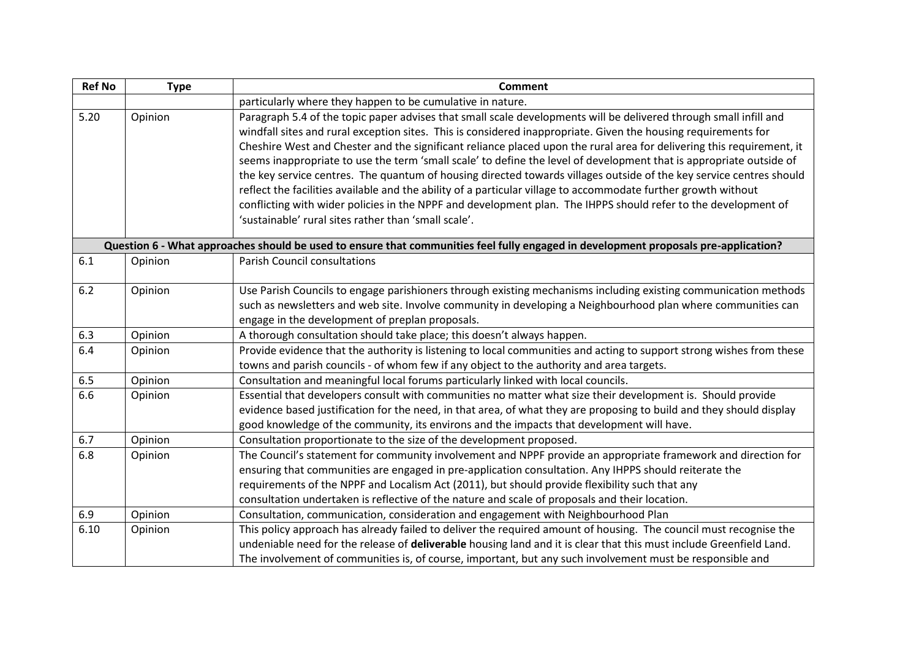| Ref No | Type | Comment |
|---|---|---|
| | | particularly where they happen to be cumulative in nature. |
| 5.20 | Opinion | Paragraph 5.4 of the topic paper advises that small scale developments will be delivered through small infill and windfall sites and rural exception sites. This is considered inappropriate. Given the housing requirements for Cheshire West and Chester and the significant reliance placed upon the rural area for delivering this requirement, it seems inappropriate to use the term 'small scale' to define the level of development that is appropriate outside of the key service centres. The quantum of housing directed towards villages outside of the key service centres should reflect the facilities available and the ability of a particular village to accommodate further growth without conflicting with wider policies in the NPPF and development plan. The IHPPS should refer to the development of 'sustainable' rural sites rather than 'small scale'. |
| **Question 6 - What approaches should be used to ensure that communities feel fully engaged in development proposals pre-application?** | | |
| 6.1 | Opinion | Parish Council consultations |
| 6.2 | Opinion | Use Parish Councils to engage parishioners through existing mechanisms including existing communication methods such as newsletters and web site. Involve community in developing a Neighbourhood plan where communities can engage in the development of preplan proposals. |
| 6.3 | Opinion | A thorough consultation should take place; this doesn't always happen. |
| 6.4 | Opinion | Provide evidence that the authority is listening to local communities and acting to support strong wishes from these towns and parish councils - of whom few if any object to the authority and area targets. |
| 6.5 | Opinion | Consultation and meaningful local forums particularly linked with local councils. |
| 6.6 | Opinion | Essential that developers consult with communities no matter what size their development is. Should provide evidence based justification for the need, in that area, of what they are proposing to build and they should display good knowledge of the community, its environs and the impacts that development will have. |
| 6.7 | Opinion | Consultation proportionate to the size of the development proposed. |
| 6.8 | Opinion | The Council's statement for community involvement and NPPF provide an appropriate framework and direction for ensuring that communities are engaged in pre-application consultation. Any IHPPS should reiterate the requirements of the NPPF and Localism Act (2011), but should provide flexibility such that any consultation undertaken is reflective of the nature and scale of proposals and their location. |
| 6.9 | Opinion | Consultation, communication, consideration and engagement with Neighbourhood Plan |
| 6.10 | Opinion | This policy approach has already failed to deliver the required amount of housing. The council must recognise the undeniable need for the release of **deliverable** housing land and it is clear that this must include Greenfield Land. The involvement of communities is, of course, important, but any such involvement must be responsible and |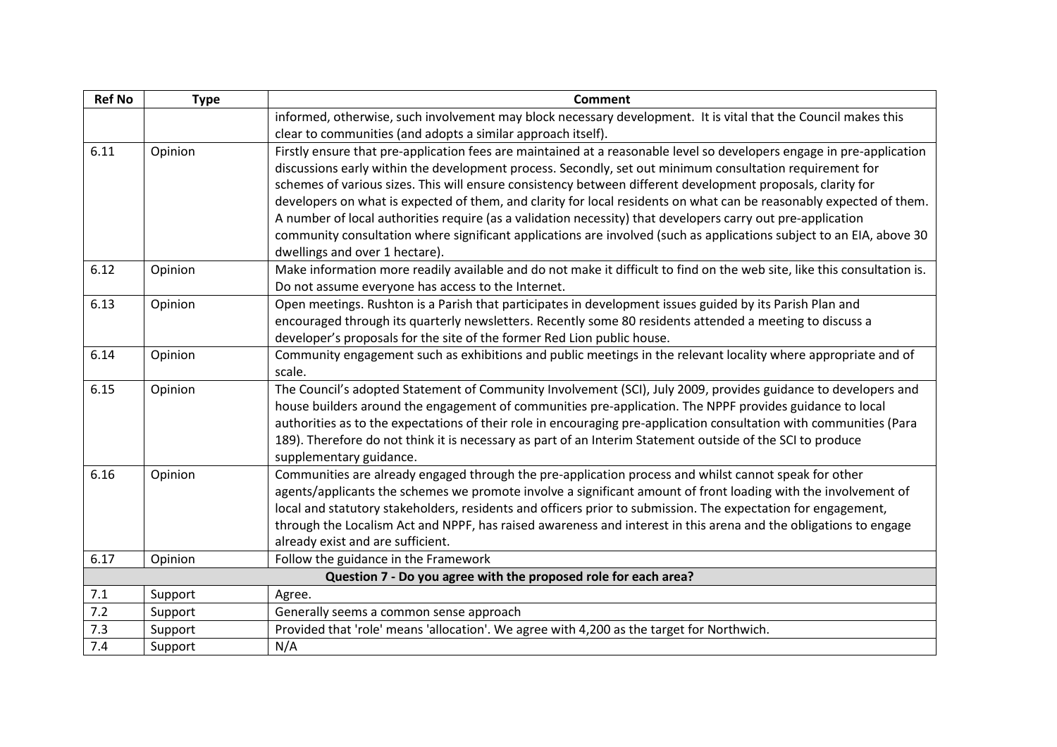| Ref No | Type | Comment |
|---|---|---|
| | | informed, otherwise, such involvement may block necessary development. It is vital that the Council makes this clear to communities (and adopts a similar approach itself). |
| 6.11 | Opinion | Firstly ensure that pre-application fees are maintained at a reasonable level so developers engage in pre-application discussions early within the development process. Secondly, set out minimum consultation requirement for schemes of various sizes. This will ensure consistency between different development proposals, clarity for developers on what is expected of them, and clarity for local residents on what can be reasonably expected of them. A number of local authorities require (as a validation necessity) that developers carry out pre-application community consultation where significant applications are involved (such as applications subject to an EIA, above 30 dwellings and over 1 hectare). |
| 6.12 | Opinion | Make information more readily available and do not make it difficult to find on the web site, like this consultation is. Do not assume everyone has access to the Internet. |
| 6.13 | Opinion | Open meetings. Rushton is a Parish that participates in development issues guided by its Parish Plan and encouraged through its quarterly newsletters. Recently some 80 residents attended a meeting to discuss a developer's proposals for the site of the former Red Lion public house. |
| 6.14 | Opinion | Community engagement such as exhibitions and public meetings in the relevant locality where appropriate and of scale. |
| 6.15 | Opinion | The Council's adopted Statement of Community Involvement (SCI), July 2009, provides guidance to developers and house builders around the engagement of communities pre-application. The NPPF provides guidance to local authorities as to the expectations of their role in encouraging pre-application consultation with communities (Para 189). Therefore do not think it is necessary as part of an Interim Statement outside of the SCI to produce supplementary guidance. |
| 6.16 | Opinion | Communities are already engaged through the pre-application process and whilst cannot speak for other agents/applicants the schemes we promote involve a significant amount of front loading with the involvement of local and statutory stakeholders, residents and officers prior to submission. The expectation for engagement, through the Localism Act and NPPF, has raised awareness and interest in this arena and the obligations to engage already exist and are sufficient. |
| 6.17 | Opinion | Follow the guidance in the Framework |
| **Question 7 - Do you agree with the proposed role for each area?** | | |
| 7.1 | Support | Agree. |
| 7.2 | Support | Generally seems a common sense approach |
| 7.3 | Support | Provided that 'role' means 'allocation'. We agree with 4,200 as the target for Northwich. |
| 7.4 | Support | N/A |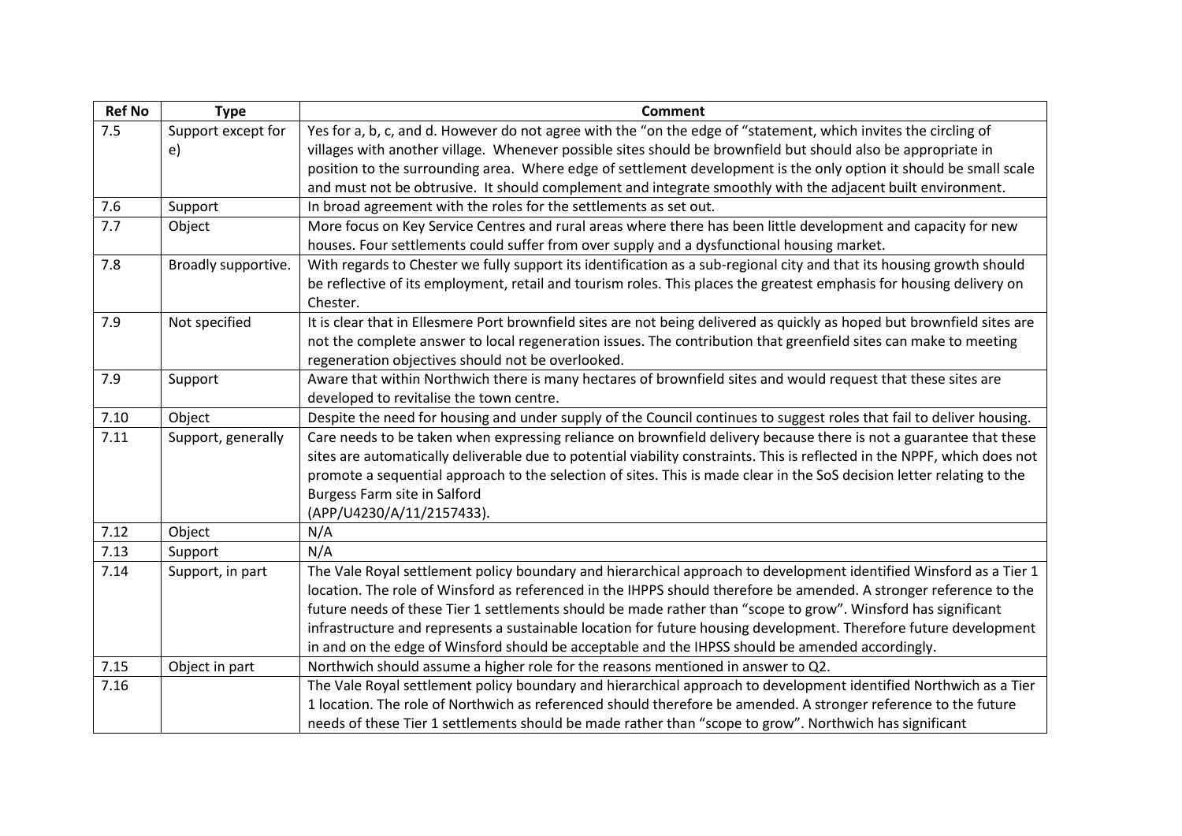| Ref No | Type | Comment |
|---|---|---|
| 7.5 | Support except for e) | Yes for a, b, c, and d. However do not agree with the "on the edge of "statement, which invites the circling of villages with another village. Whenever possible sites should be brownfield but should also be appropriate in position to the surrounding area. Where edge of settlement development is the only option it should be small scale and must not be obtrusive. It should complement and integrate smoothly with the adjacent built environment. |
| 7.6 | Support | In broad agreement with the roles for the settlements as set out. |
| 7.7 | Object | More focus on Key Service Centres and rural areas where there has been little development and capacity for new houses. Four settlements could suffer from over supply and a dysfunctional housing market. |
| 7.8 | Broadly supportive. | With regards to Chester we fully support its identification as a sub-regional city and that its housing growth should be reflective of its employment, retail and tourism roles. This places the greatest emphasis for housing delivery on Chester. |
| 7.9 | Not specified | It is clear that in Ellesmere Port brownfield sites are not being delivered as quickly as hoped but brownfield sites are not the complete answer to local regeneration issues. The contribution that greenfield sites can make to meeting regeneration objectives should not be overlooked. |
| 7.9 | Support | Aware that within Northwich there is many hectares of brownfield sites and would request that these sites are developed to revitalise the town centre. |
| 7.10 | Object | Despite the need for housing and under supply of the Council continues to suggest roles that fail to deliver housing. |
| 7.11 | Support, generally | Care needs to be taken when expressing reliance on brownfield delivery because there is not a guarantee that these sites are automatically deliverable due to potential viability constraints. This is reflected in the NPPF, which does not promote a sequential approach to the selection of sites. This is made clear in the SoS decision letter relating to the Burgess Farm site in Salford (APP/U4230/A/11/2157433). |
| 7.12 | Object | N/A |
| 7.13 | Support | N/A |
| 7.14 | Support, in part | The Vale Royal settlement policy boundary and hierarchical approach to development identified Winsford as a Tier 1 location. The role of Winsford as referenced in the IHPPS should therefore be amended. A stronger reference to the future needs of these Tier 1 settlements should be made rather than "scope to grow". Winsford has significant infrastructure and represents a sustainable location for future housing development. Therefore future development in and on the edge of Winsford should be acceptable and the IHPSS should be amended accordingly. |
| 7.15 | Object in part | Northwich should assume a higher role for the reasons mentioned in answer to Q2. |
| 7.16 | | The Vale Royal settlement policy boundary and hierarchical approach to development identified Northwich as a Tier 1 location. The role of Northwich as referenced should therefore be amended. A stronger reference to the future needs of these Tier 1 settlements should be made rather than "scope to grow". Northwich has significant |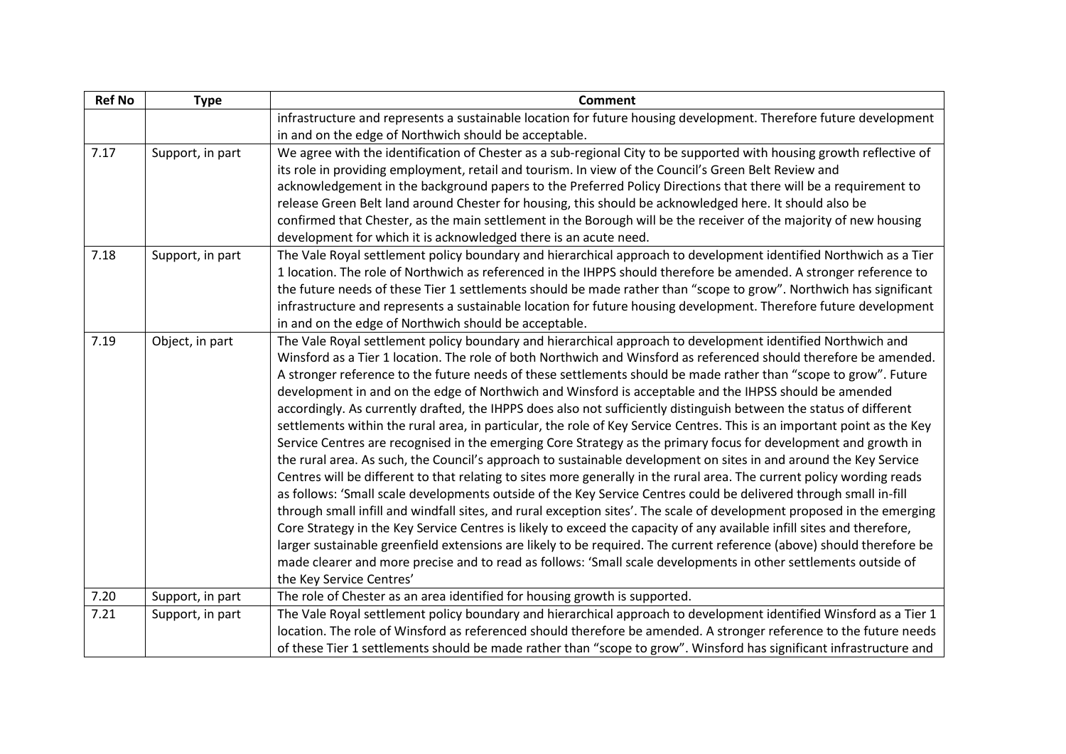| Ref No | Type | Comment |
|---|---|---|
| | | infrastructure and represents a sustainable location for future housing development. Therefore future development in and on the edge of Northwich should be acceptable. |
| 7.17 | Support, in part | We agree with the identification of Chester as a sub-regional City to be supported with housing growth reflective of its role in providing employment, retail and tourism. In view of the Council's Green Belt Review and acknowledgement in the background papers to the Preferred Policy Directions that there will be a requirement to release Green Belt land around Chester for housing, this should be acknowledged here. It should also be confirmed that Chester, as the main settlement in the Borough will be the receiver of the majority of new housing development for which it is acknowledged there is an acute need. |
| 7.18 | Support, in part | The Vale Royal settlement policy boundary and hierarchical approach to development identified Northwich as a Tier 1 location. The role of Northwich as referenced in the IHPPS should therefore be amended. A stronger reference to the future needs of these Tier 1 settlements should be made rather than "scope to grow". Northwich has significant infrastructure and represents a sustainable location for future housing development. Therefore future development in and on the edge of Northwich should be acceptable. |
| 7.19 | Object, in part | The Vale Royal settlement policy boundary and hierarchical approach to development identified Northwich and Winsford as a Tier 1 location. The role of both Northwich and Winsford as referenced should therefore be amended. A stronger reference to the future needs of these settlements should be made rather than "scope to grow". Future development in and on the edge of Northwich and Winsford is acceptable and the IHPSS should be amended accordingly. As currently drafted, the IHPPS does also not sufficiently distinguish between the status of different settlements within the rural area, in particular, the role of Key Service Centres. This is an important point as the Key Service Centres are recognised in the emerging Core Strategy as the primary focus for development and growth in the rural area. As such, the Council's approach to sustainable development on sites in and around the Key Service Centres will be different to that relating to sites more generally in the rural area. The current policy wording reads as follows: 'Small scale developments outside of the Key Service Centres could be delivered through small in-fill through small infill and windfall sites, and rural exception sites'. The scale of development proposed in the emerging Core Strategy in the Key Service Centres is likely to exceed the capacity of any available infill sites and therefore, larger sustainable greenfield extensions are likely to be required. The current reference (above) should therefore be made clearer and more precise and to read as follows: 'Small scale developments in other settlements outside of the Key Service Centres' |
| 7.20 | Support, in part | The role of Chester as an area identified for housing growth is supported. |
| 7.21 | Support, in part | The Vale Royal settlement policy boundary and hierarchical approach to development identified Winsford as a Tier 1 location. The role of Winsford as referenced should therefore be amended. A stronger reference to the future needs of these Tier 1 settlements should be made rather than "scope to grow". Winsford has significant infrastructure and |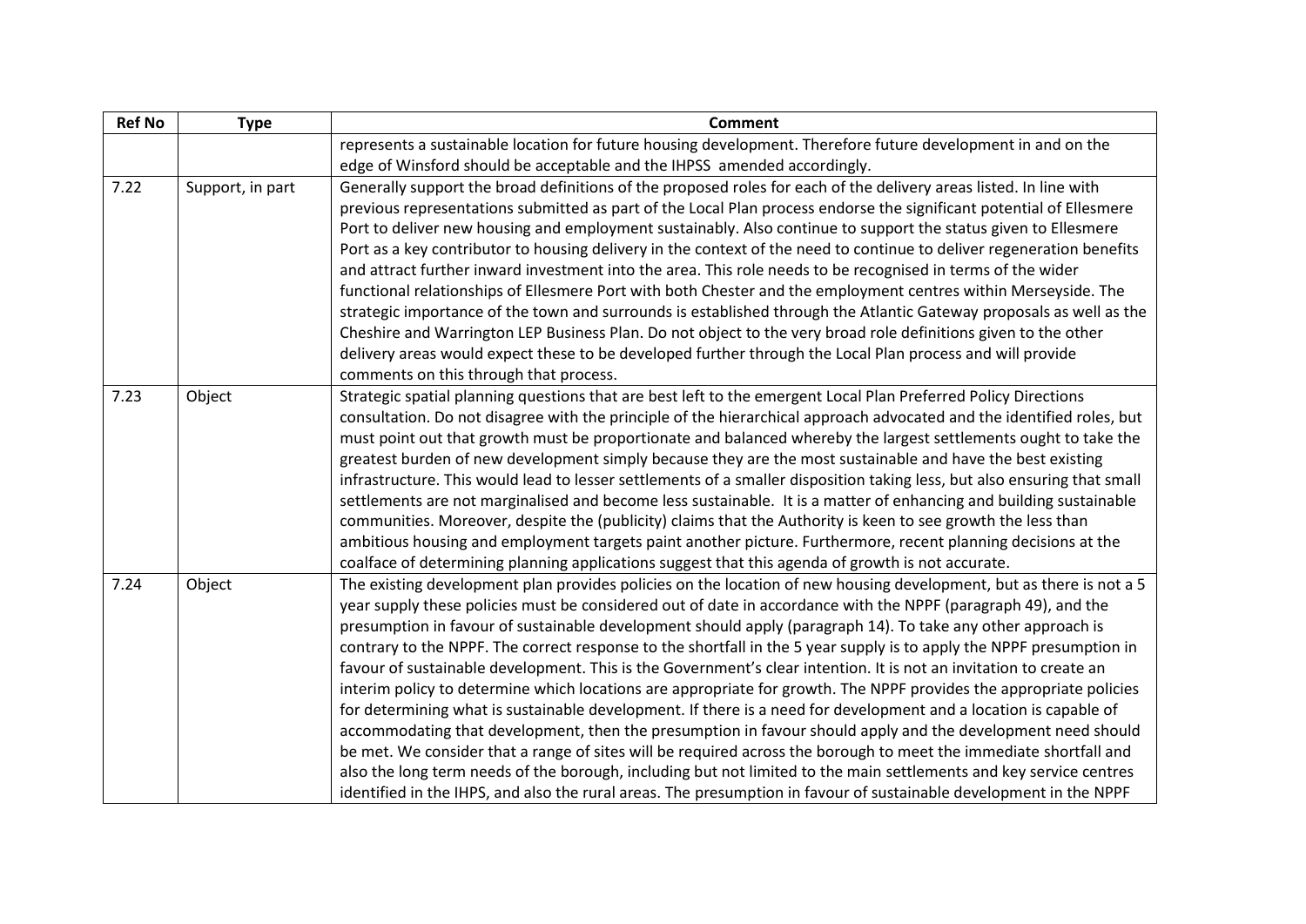| Ref No | Type | Comment |
|---|---|---|
| | | represents a sustainable location for future housing development. Therefore future development in and on the edge of Winsford should be acceptable and the IHPSS amended accordingly. |
| 7.22 | Support, in part | Generally support the broad definitions of the proposed roles for each of the delivery areas listed. In line with previous representations submitted as part of the Local Plan process endorse the significant potential of Ellesmere Port to deliver new housing and employment sustainably. Also continue to support the status given to Ellesmere Port as a key contributor to housing delivery in the context of the need to continue to deliver regeneration benefits and attract further inward investment into the area. This role needs to be recognised in terms of the wider functional relationships of Ellesmere Port with both Chester and the employment centres within Merseyside. The strategic importance of the town and surrounds is established through the Atlantic Gateway proposals as well as the Cheshire and Warrington LEP Business Plan. Do not object to the very broad role definitions given to the other delivery areas would expect these to be developed further through the Local Plan process and will provide comments on this through that process. |
| 7.23 | Object | Strategic spatial planning questions that are best left to the emergent Local Plan Preferred Policy Directions consultation. Do not disagree with the principle of the hierarchical approach advocated and the identified roles, but must point out that growth must be proportionate and balanced whereby the largest settlements ought to take the greatest burden of new development simply because they are the most sustainable and have the best existing infrastructure. This would lead to lesser settlements of a smaller disposition taking less, but also ensuring that small settlements are not marginalised and become less sustainable. It is a matter of enhancing and building sustainable communities. Moreover, despite the (publicity) claims that the Authority is keen to see growth the less than ambitious housing and employment targets paint another picture. Furthermore, recent planning decisions at the coalface of determining planning applications suggest that this agenda of growth is not accurate. |
| 7.24 | Object | The existing development plan provides policies on the location of new housing development, but as there is not a 5 year supply these policies must be considered out of date in accordance with the NPPF (paragraph 49), and the presumption in favour of sustainable development should apply (paragraph 14). To take any other approach is contrary to the NPPF. The correct response to the shortfall in the 5 year supply is to apply the NPPF presumption in favour of sustainable development. This is the Government's clear intention. It is not an invitation to create an interim policy to determine which locations are appropriate for growth. The NPPF provides the appropriate policies for determining what is sustainable development. If there is a need for development and a location is capable of accommodating that development, then the presumption in favour should apply and the development need should be met. We consider that a range of sites will be required across the borough to meet the immediate shortfall and also the long term needs of the borough, including but not limited to the main settlements and key service centres identified in the IHPS, and also the rural areas. The presumption in favour of sustainable development in the NPPF |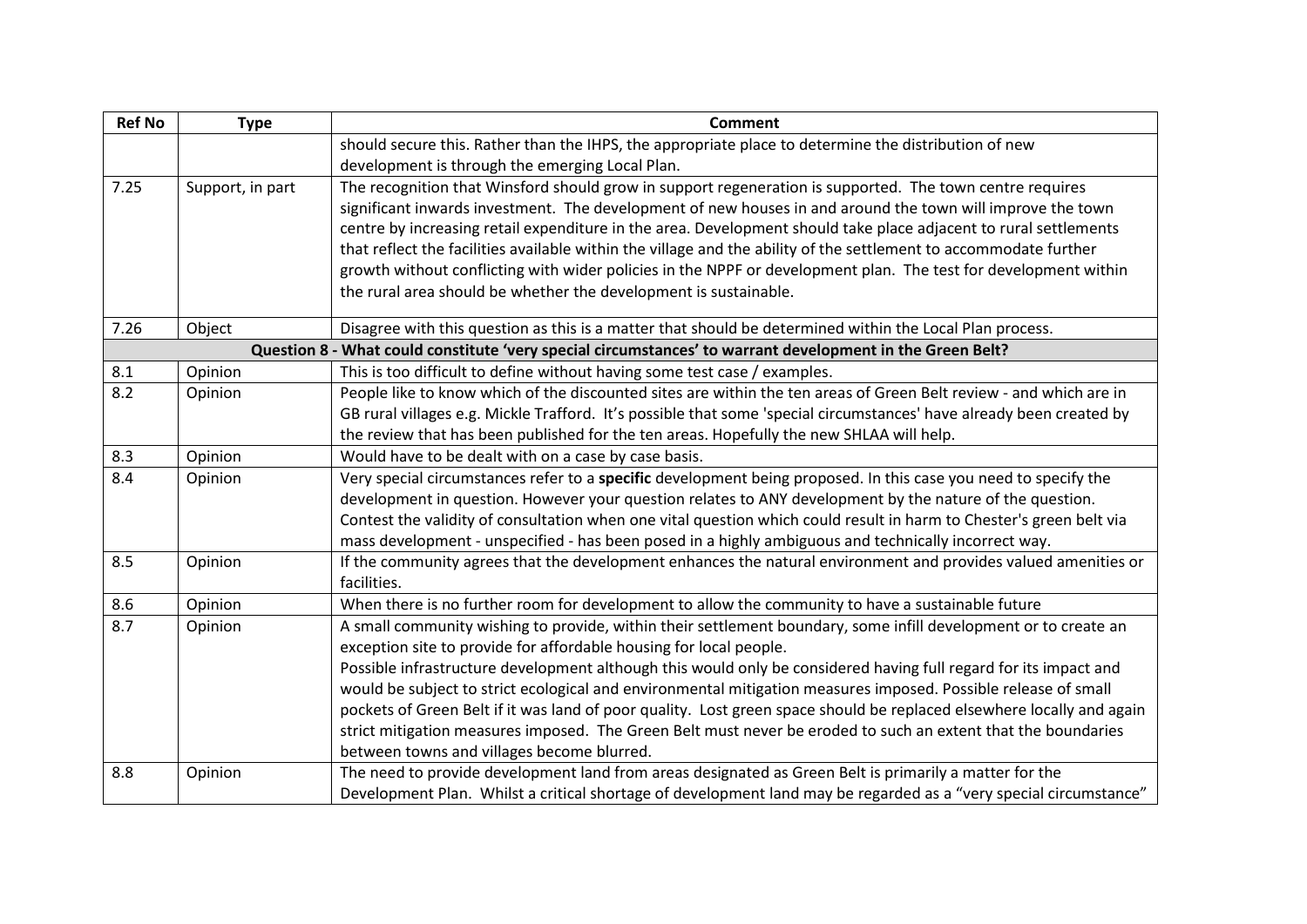| Ref No | Type | Comment |
|---|---|---|
| | | should secure this. Rather than the IHPS, the appropriate place to determine the distribution of new development is through the emerging Local Plan. |
| 7.25 | Support, in part | The recognition that Winsford should grow in support regeneration is supported. The town centre requires significant inwards investment. The development of new houses in and around the town will improve the town centre by increasing retail expenditure in the area. Development should take place adjacent to rural settlements that reflect the facilities available within the village and the ability of the settlement to accommodate further growth without conflicting with wider policies in the NPPF or development plan. The test for development within the rural area should be whether the development is sustainable. |
| 7.26 | Object | Disagree with this question as this is a matter that should be determined within the Local Plan process. |
| **Question 8 - What could constitute 'very special circumstances' to warrant development in the Green Belt?** | | |
| 8.1 | Opinion | This is too difficult to define without having some test case / examples. |
| 8.2 | Opinion | People like to know which of the discounted sites are within the ten areas of Green Belt review - and which are in GB rural villages e.g. Mickle Trafford. It's possible that some 'special circumstances' have already been created by the review that has been published for the ten areas. Hopefully the new SHLAA will help. |
| 8.3 | Opinion | Would have to be dealt with on a case by case basis. |
| 8.4 | Opinion | Very special circumstances refer to a **specific** development being proposed. In this case you need to specify the development in question. However your question relates to ANY development by the nature of the question. Contest the validity of consultation when one vital question which could result in harm to Chester's green belt via mass development - unspecified - has been posed in a highly ambiguous and technically incorrect way. |
| 8.5 | Opinion | If the community agrees that the development enhances the natural environment and provides valued amenities or facilities. |
| 8.6 | Opinion | When there is no further room for development to allow the community to have a sustainable future |
| 8.7 | Opinion | A small community wishing to provide, within their settlement boundary, some infill development or to create an exception site to provide for affordable housing for local people.<br>Possible infrastructure development although this would only be considered having full regard for its impact and would be subject to strict ecological and environmental mitigation measures imposed. Possible release of small pockets of Green Belt if it was land of poor quality. Lost green space should be replaced elsewhere locally and again strict mitigation measures imposed. The Green Belt must never be eroded to such an extent that the boundaries between towns and villages become blurred. |
| 8.8 | Opinion | The need to provide development land from areas designated as Green Belt is primarily a matter for the Development Plan. Whilst a critical shortage of development land may be regarded as a "very special circumstance" |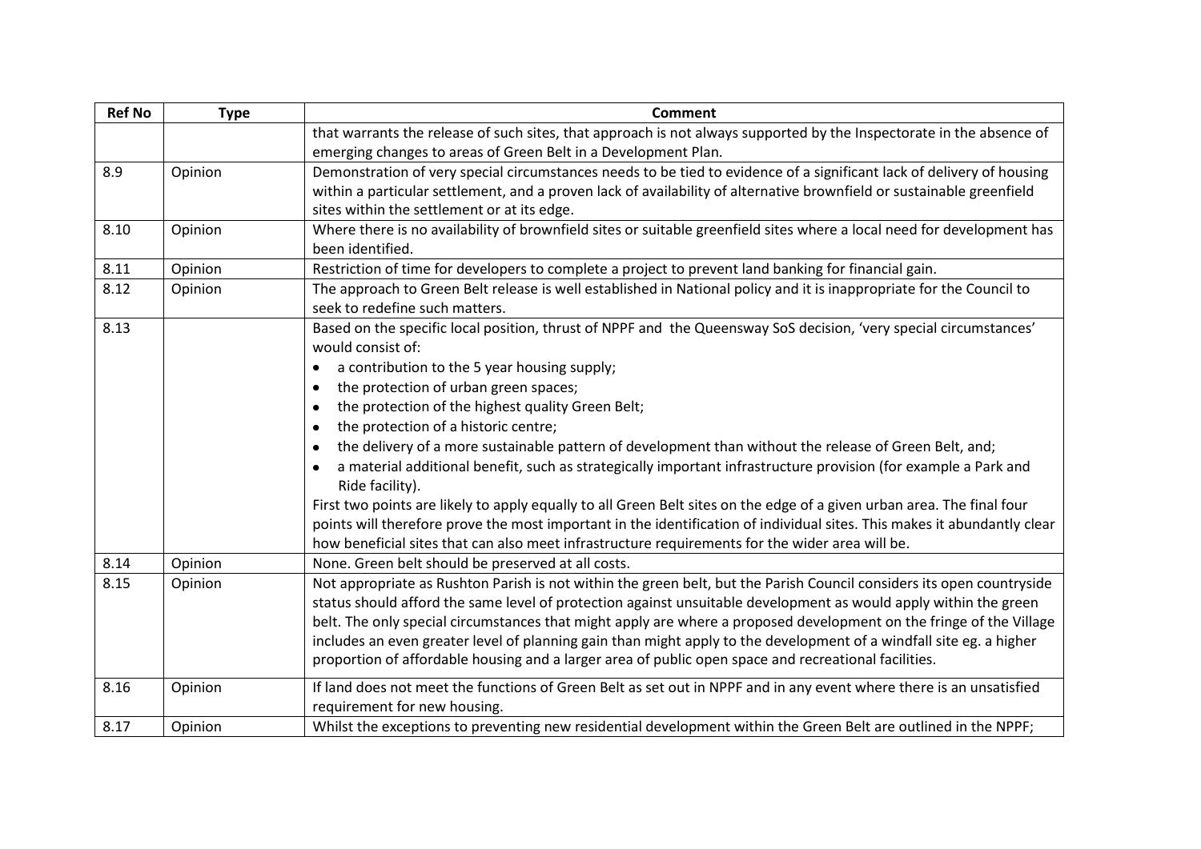| Ref No | Type | Comment |
|---|---|---|
| | | that warrants the release of such sites, that approach is not always supported by the Inspectorate in the absence of emerging changes to areas of Green Belt in a Development Plan. |
| 8.9 | Opinion | Demonstration of very special circumstances needs to be tied to evidence of a significant lack of delivery of housing within a particular settlement, and a proven lack of availability of alternative brownfield or sustainable greenfield sites within the settlement or at its edge. |
| 8.10 | Opinion | Where there is no availability of brownfield sites or suitable greenfield sites where a local need for development has been identified. |
| 8.11 | Opinion | Restriction of time for developers to complete a project to prevent land banking for financial gain. |
| 8.12 | Opinion | The approach to Green Belt release is well established in National policy and it is inappropriate for the Council to seek to redefine such matters. |
| 8.13 | | Based on the specific local position, thrust of NPPF and the Queensway SoS decision, 'very special circumstances' would consist of: <br>• a contribution to the 5 year housing supply; <br>• the protection of urban green spaces; <br>• the protection of the highest quality Green Belt; <br>• the protection of a historic centre; <br>• the delivery of a more sustainable pattern of development than without the release of Green Belt, and; <br>• a material additional benefit, such as strategically important infrastructure provision (for example a Park and Ride facility). <br>First two points are likely to apply equally to all Green Belt sites on the edge of a given urban area. The final four points will therefore prove the most important in the identification of individual sites. This makes it abundantly clear how beneficial sites that can also meet infrastructure requirements for the wider area will be. |
| 8.14 | Opinion | None. Green belt should be preserved at all costs. |
| 8.15 | Opinion | Not appropriate as Rushton Parish is not within the green belt, but the Parish Council considers its open countryside status should afford the same level of protection against unsuitable development as would apply within the green belt. The only special circumstances that might apply are where a proposed development on the fringe of the Village includes an even greater level of planning gain than might apply to the development of a windfall site eg. a higher proportion of affordable housing and a larger area of public open space and recreational facilities. |
| 8.16 | Opinion | If land does not meet the functions of Green Belt as set out in NPPF and in any event where there is an unsatisfied requirement for new housing. |
| 8.17 | Opinion | Whilst the exceptions to preventing new residential development within the Green Belt are outlined in the NPPF; |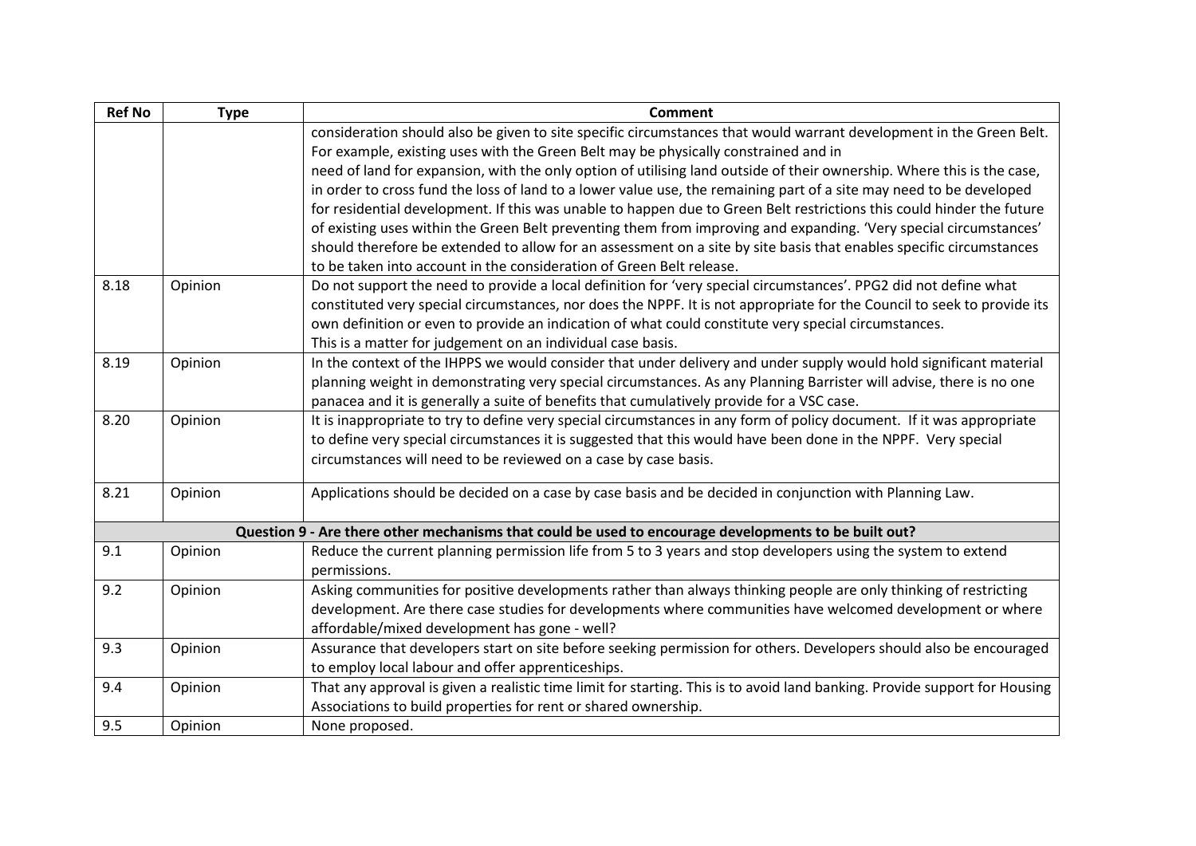| Ref No | Type | Comment |
|---|---|---|
| | | consideration should also be given to site specific circumstances that would warrant development in the Green Belt. For example, existing uses with the Green Belt may be physically constrained and in need of land for expansion, with the only option of utilising land outside of their ownership. Where this is the case, in order to cross fund the loss of land to a lower value use, the remaining part of a site may need to be developed for residential development. If this was unable to happen due to Green Belt restrictions this could hinder the future of existing uses within the Green Belt preventing them from improving and expanding. 'Very special circumstances' should therefore be extended to allow for an assessment on a site by site basis that enables specific circumstances to be taken into account in the consideration of Green Belt release. |
| 8.18 | Opinion | Do not support the need to provide a local definition for 'very special circumstances'. PPG2 did not define what constituted very special circumstances, nor does the NPPF. It is not appropriate for the Council to seek to provide its own definition or even to provide an indication of what could constitute very special circumstances. This is a matter for judgement on an individual case basis. |
| 8.19 | Opinion | In the context of the IHPPS we would consider that under delivery and under supply would hold significant material planning weight in demonstrating very special circumstances. As any Planning Barrister will advise, there is no one panacea and it is generally a suite of benefits that cumulatively provide for a VSC case. |
| 8.20 | Opinion | It is inappropriate to try to define very special circumstances in any form of policy document. If it was appropriate to define very special circumstances it is suggested that this would have been done in the NPPF. Very special circumstances will need to be reviewed on a case by case basis. |
| 8.21 | Opinion | Applications should be decided on a case by case basis and be decided in conjunction with Planning Law. |
| **Question 9 - Are there other mechanisms that could be used to encourage developments to be built out?** | | |
| 9.1 | Opinion | Reduce the current planning permission life from 5 to 3 years and stop developers using the system to extend permissions. |
| 9.2 | Opinion | Asking communities for positive developments rather than always thinking people are only thinking of restricting development. Are there case studies for developments where communities have welcomed development or where affordable/mixed development has gone - well? |
| 9.3 | Opinion | Assurance that developers start on site before seeking permission for others. Developers should also be encouraged to employ local labour and offer apprenticeships. |
| 9.4 | Opinion | That any approval is given a realistic time limit for starting. This is to avoid land banking. Provide support for Housing Associations to build properties for rent or shared ownership. |
| 9.5 | Opinion | None proposed. |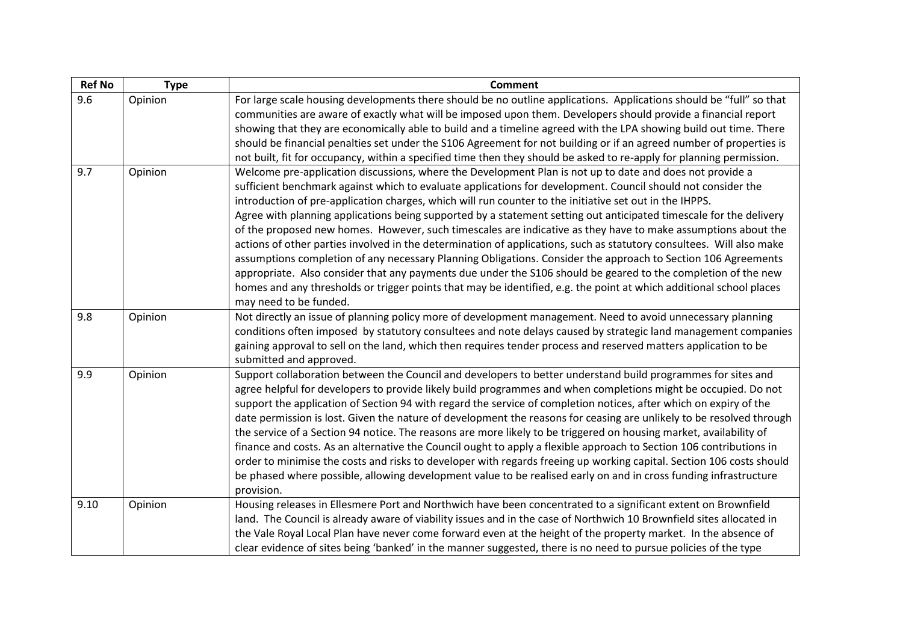| Ref No | Type | Comment |
|---|---|---|
| 9.6 | Opinion | For large scale housing developments there should be no outline applications. Applications should be "full" so that communities are aware of exactly what will be imposed upon them. Developers should provide a financial report showing that they are economically able to build and a timeline agreed with the LPA showing build out time. There should be financial penalties set under the S106 Agreement for not building or if an agreed number of properties is not built, fit for occupancy, within a specified time then they should be asked to re-apply for planning permission. |
| 9.7 | Opinion | Welcome pre-application discussions, where the Development Plan is not up to date and does not provide a sufficient benchmark against which to evaluate applications for development. Council should not consider the introduction of pre-application charges, which will run counter to the initiative set out in the IHPPS. Agree with planning applications being supported by a statement setting out anticipated timescale for the delivery of the proposed new homes. However, such timescales are indicative as they have to make assumptions about the actions of other parties involved in the determination of applications, such as statutory consultees. Will also make assumptions completion of any necessary Planning Obligations. Consider the approach to Section 106 Agreements appropriate. Also consider that any payments due under the S106 should be geared to the completion of the new homes and any thresholds or trigger points that may be identified, e.g. the point at which additional school places may need to be funded. |
| 9.8 | Opinion | Not directly an issue of planning policy more of development management. Need to avoid unnecessary planning conditions often imposed by statutory consultees and note delays caused by strategic land management companies gaining approval to sell on the land, which then requires tender process and reserved matters application to be submitted and approved. |
| 9.9 | Opinion | Support collaboration between the Council and developers to better understand build programmes for sites and agree helpful for developers to provide likely build programmes and when completions might be occupied. Do not support the application of Section 94 with regard the service of completion notices, after which on expiry of the date permission is lost. Given the nature of development the reasons for ceasing are unlikely to be resolved through the service of a Section 94 notice. The reasons are more likely to be triggered on housing market, availability of finance and costs. As an alternative the Council ought to apply a flexible approach to Section 106 contributions in order to minimise the costs and risks to developer with regards freeing up working capital. Section 106 costs should be phased where possible, allowing development value to be realised early on and in cross funding infrastructure provision. |
| 9.10 | Opinion | Housing releases in Ellesmere Port and Northwich have been concentrated to a significant extent on Brownfield land. The Council is already aware of viability issues and in the case of Northwich 10 Brownfield sites allocated in the Vale Royal Local Plan have never come forward even at the height of the property market. In the absence of clear evidence of sites being 'banked' in the manner suggested, there is no need to pursue policies of the type |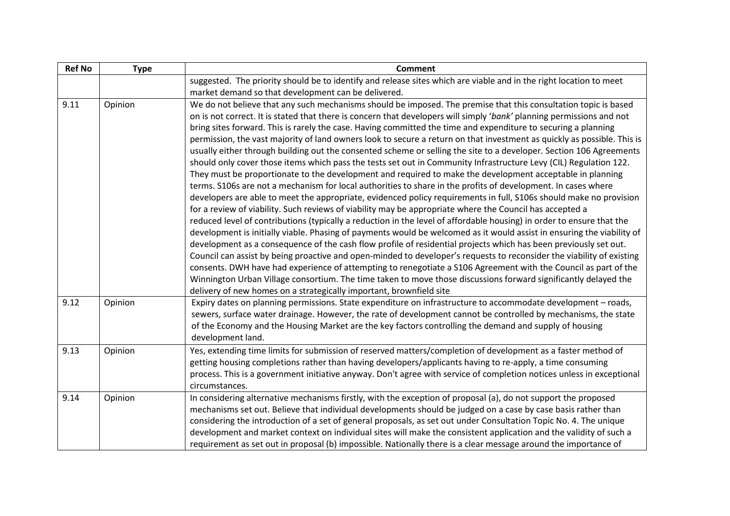| Ref No | Type | Comment |
|---|---|---|
| | | suggested. The priority should be to identify and release sites which are viable and in the right location to meet market demand so that development can be delivered. |
| 9.11 | Opinion | We do not believe that any such mechanisms should be imposed. The premise that this consultation topic is based on is not correct. It is stated that there is concern that developers will simply '*bank*' planning permissions and not bring sites forward. This is rarely the case. Having committed the time and expenditure to securing a planning permission, the vast majority of land owners look to secure a return on that investment as quickly as possible. This is usually either through building out the consented scheme or selling the site to a developer. Section 106 Agreements should only cover those items which pass the tests set out in Community Infrastructure Levy (CIL) Regulation 122. They must be proportionate to the development and required to make the development acceptable in planning terms. S106s are not a mechanism for local authorities to share in the profits of development. In cases where developers are able to meet the appropriate, evidenced policy requirements in full, S106s should make no provision for a review of viability. Such reviews of viability may be appropriate where the Council has accepted a reduced level of contributions (typically a reduction in the level of affordable housing) in order to ensure that the development is initially viable. Phasing of payments would be welcomed as it would assist in ensuring the viability of development as a consequence of the cash flow profile of residential projects which has been previously set out. Council can assist by being proactive and open-minded to developer's requests to reconsider the viability of existing consents. DWH have had experience of attempting to renegotiate a S106 Agreement with the Council as part of the Winnington Urban Village consortium. The time taken to move those discussions forward significantly delayed the delivery of new homes on a strategically important, brownfield site |
| 9.12 | Opinion | Expiry dates on planning permissions. State expenditure on infrastructure to accommodate development – roads, sewers, surface water drainage. However, the rate of development cannot be controlled by mechanisms, the state of the Economy and the Housing Market are the key factors controlling the demand and supply of housing development land. |
| 9.13 | Opinion | Yes, extending time limits for submission of reserved matters/completion of development as a faster method of getting housing completions rather than having developers/applicants having to re-apply, a time consuming process. This is a government initiative anyway. Don't agree with service of completion notices unless in exceptional circumstances. |
| 9.14 | Opinion | In considering alternative mechanisms firstly, with the exception of proposal (a), do not support the proposed mechanisms set out. Believe that individual developments should be judged on a case by case basis rather than considering the introduction of a set of general proposals, as set out under Consultation Topic No. 4. The unique development and market context on individual sites will make the consistent application and the validity of such a requirement as set out in proposal (b) impossible. Nationally there is a clear message around the importance of |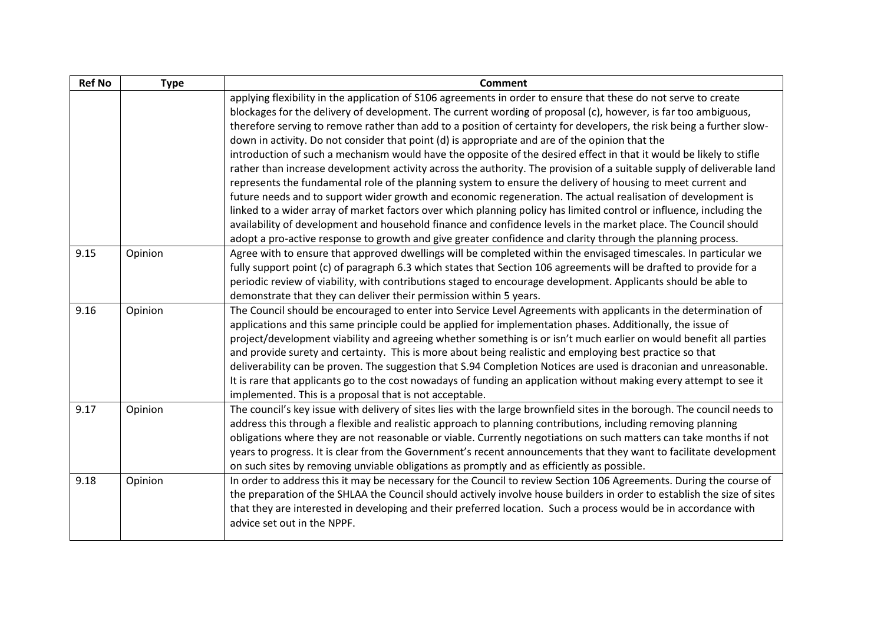| Ref No | Type | Comment |
|---|---|---|
| | | applying flexibility in the application of S106 agreements in order to ensure that these do not serve to create blockages for the delivery of development. The current wording of proposal (c), however, is far too ambiguous, therefore serving to remove rather than add to a position of certainty for developers, the risk being a further slow-down in activity. Do not consider that point (d) is appropriate and are of the opinion that the introduction of such a mechanism would have the opposite of the desired effect in that it would be likely to stifle rather than increase development activity across the authority. The provision of a suitable supply of deliverable land represents the fundamental role of the planning system to ensure the delivery of housing to meet current and future needs and to support wider growth and economic regeneration. The actual realisation of development is linked to a wider array of market factors over which planning policy has limited control or influence, including the availability of development and household finance and confidence levels in the market place. The Council should adopt a pro-active response to growth and give greater confidence and clarity through the planning process. |
| 9.15 | Opinion | Agree with to ensure that approved dwellings will be completed within the envisaged timescales. In particular we fully support point (c) of paragraph 6.3 which states that Section 106 agreements will be drafted to provide for a periodic review of viability, with contributions staged to encourage development. Applicants should be able to demonstrate that they can deliver their permission within 5 years. |
| 9.16 | Opinion | The Council should be encouraged to enter into Service Level Agreements with applicants in the determination of applications and this same principle could be applied for implementation phases. Additionally, the issue of project/development viability and agreeing whether something is or isn't much earlier on would benefit all parties and provide surety and certainty. This is more about being realistic and employing best practice so that deliverability can be proven. The suggestion that S.94 Completion Notices are used is draconian and unreasonable. It is rare that applicants go to the cost nowadays of funding an application without making every attempt to see it implemented. This is a proposal that is not acceptable. |
| 9.17 | Opinion | The council's key issue with delivery of sites lies with the large brownfield sites in the borough. The council needs to address this through a flexible and realistic approach to planning contributions, including removing planning obligations where they are not reasonable or viable. Currently negotiations on such matters can take months if not years to progress. It is clear from the Government's recent announcements that they want to facilitate development on such sites by removing unviable obligations as promptly and as efficiently as possible. |
| 9.18 | Opinion | In order to address this it may be necessary for the Council to review Section 106 Agreements. During the course of the preparation of the SHLAA the Council should actively involve house builders in order to establish the size of sites that they are interested in developing and their preferred location. Such a process would be in accordance with advice set out in the NPPF. |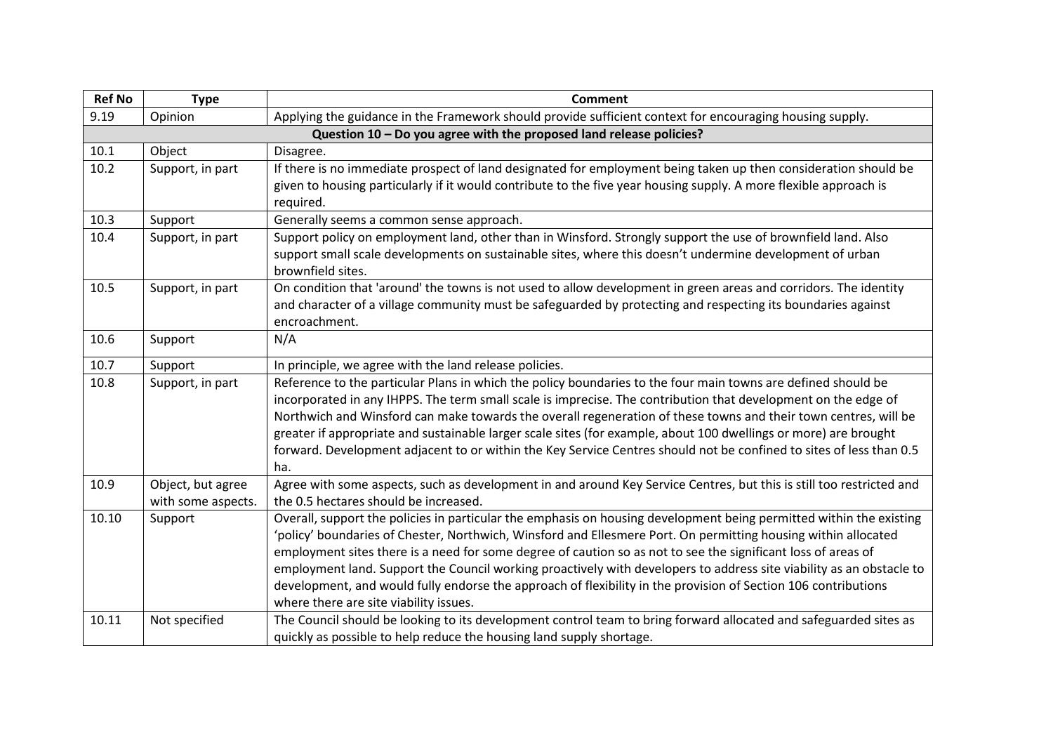| Ref No | Type | Comment |
|---|---|---|
| 9.19 | Opinion | Applying the guidance in the Framework should provide sufficient context for encouraging housing supply. |
| **Question 10 – Do you agree with the proposed land release policies?** | | |
| 10.1 | Object | Disagree. |
| 10.2 | Support, in part | If there is no immediate prospect of land designated for employment being taken up then consideration should be given to housing particularly if it would contribute to the five year housing supply. A more flexible approach is required. |
| 10.3 | Support | Generally seems a common sense approach. |
| 10.4 | Support, in part | Support policy on employment land, other than in Winsford. Strongly support the use of brownfield land. Also support small scale developments on sustainable sites, where this doesn't undermine development of urban brownfield sites. |
| 10.5 | Support, in part | On condition that 'around' the towns is not used to allow development in green areas and corridors. The identity and character of a village community must be safeguarded by protecting and respecting its boundaries against encroachment. |
| 10.6 | Support | N/A |
| 10.7 | Support | In principle, we agree with the land release policies. |
| 10.8 | Support, in part | Reference to the particular Plans in which the policy boundaries to the four main towns are defined should be incorporated in any IHPPS. The term small scale is imprecise. The contribution that development on the edge of Northwich and Winsford can make towards the overall regeneration of these towns and their town centres, will be greater if appropriate and sustainable larger scale sites (for example, about 100 dwellings or more) are brought forward. Development adjacent to or within the Key Service Centres should not be confined to sites of less than 0.5 ha. |
| 10.9 | Object, but agree with some aspects. | Agree with some aspects, such as development in and around Key Service Centres, but this is still too restricted and the 0.5 hectares should be increased. |
| 10.10 | Support | Overall, support the policies in particular the emphasis on housing development being permitted within the existing 'policy' boundaries of Chester, Northwich, Winsford and Ellesmere Port. On permitting housing within allocated employment sites there is a need for some degree of caution so as not to see the significant loss of areas of employment land. Support the Council working proactively with developers to address site viability as an obstacle to development, and would fully endorse the approach of flexibility in the provision of Section 106 contributions where there are site viability issues. |
| 10.11 | Not specified | The Council should be looking to its development control team to bring forward allocated and safeguarded sites as quickly as possible to help reduce the housing land supply shortage. |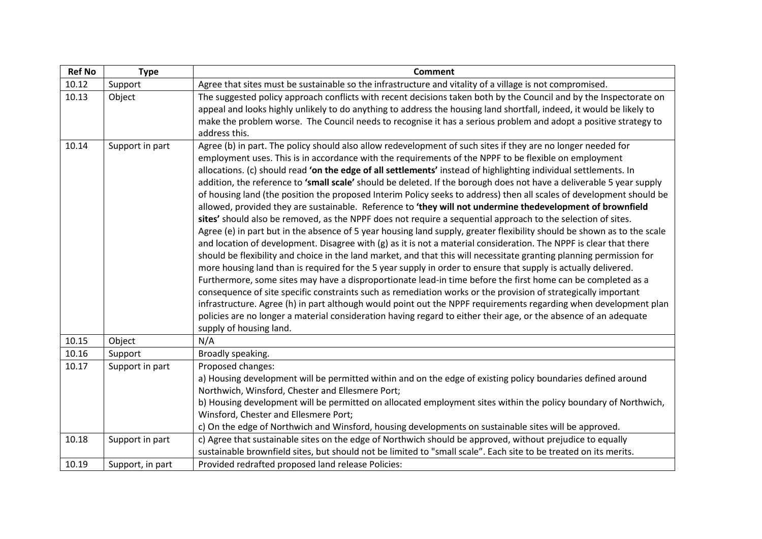| Ref No | Type | Comment |
|---|---|---|
| 10.12 | Support | Agree that sites must be sustainable so the infrastructure and vitality of a village is not compromised. |
| 10.13 | Object | The suggested policy approach conflicts with recent decisions taken both by the Council and by the Inspectorate on appeal and looks highly unlikely to do anything to address the housing land shortfall, indeed, it would be likely to make the problem worse. The Council needs to recognise it has a serious problem and adopt a positive strategy to address this. |
| 10.14 | Support in part | Agree (b) in part. The policy should also allow redevelopment of such sites if they are no longer needed for employment uses. This is in accordance with the requirements of the NPPF to be flexible on employment allocations. (c) should read **'on the edge of all settlements'** instead of highlighting individual settlements. In addition, the reference to **'small scale'** should be deleted. If the borough does not have a deliverable 5 year supply of housing land (the position the proposed Interim Policy seeks to address) then all scales of development should be allowed, provided they are sustainable. Reference to **'they will not undermine thedevelopment of brownfield sites'** should also be removed, as the NPPF does not require a sequential approach to the selection of sites. Agree (e) in part but in the absence of 5 year housing land supply, greater flexibility should be shown as to the scale and location of development. Disagree with (g) as it is not a material consideration. The NPPF is clear that there should be flexibility and choice in the land market, and that this will necessitate granting planning permission for more housing land than is required for the 5 year supply in order to ensure that supply is actually delivered. Furthermore, some sites may have a disproportionate lead-in time before the first home can be completed as a consequence of site specific constraints such as remediation works or the provision of strategically important infrastructure. Agree (h) in part although would point out the NPPF requirements regarding when development plan policies are no longer a material consideration having regard to either their age, or the absence of an adequate supply of housing land. |
| 10.15 | Object | N/A |
| 10.16 | Support | Broadly speaking. |
| 10.17 | Support in part | Proposed changes:<br>a) Housing development will be permitted within and on the edge of existing policy boundaries defined around Northwich, Winsford, Chester and Ellesmere Port;<br>b) Housing development will be permitted on allocated employment sites within the policy boundary of Northwich, Winsford, Chester and Ellesmere Port;<br>c) On the edge of Northwich and Winsford, housing developments on sustainable sites will be approved. |
| 10.18 | Support in part | c) Agree that sustainable sites on the edge of Northwich should be approved, without prejudice to equally sustainable brownfield sites, but should not be limited to "small scale". Each site to be treated on its merits. |
| 10.19 | Support, in part | Provided redrafted proposed land release Policies: |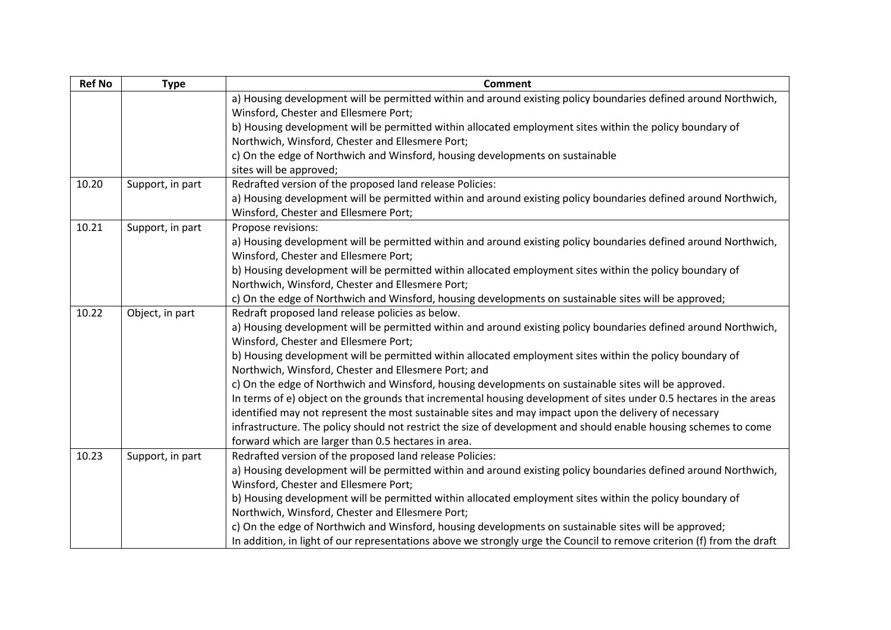| Ref No | Type | Comment |
|---|---|---|
| | | a) Housing development will be permitted within and around existing policy boundaries defined around Northwich, Winsford, Chester and Ellesmere Port;<br>b) Housing development will be permitted within allocated employment sites within the policy boundary of Northwich, Winsford, Chester and Ellesmere Port;<br>c) On the edge of Northwich and Winsford, housing developments on sustainable sites will be approved; |
| 10.20 | Support, in part | Redrafted version of the proposed land release Policies:<br>a) Housing development will be permitted within and around existing policy boundaries defined around Northwich, Winsford, Chester and Ellesmere Port; |
| 10.21 | Support, in part | Propose revisions:<br>a) Housing development will be permitted within and around existing policy boundaries defined around Northwich, Winsford, Chester and Ellesmere Port;<br>b) Housing development will be permitted within allocated employment sites within the policy boundary of Northwich, Winsford, Chester and Ellesmere Port;<br>c) On the edge of Northwich and Winsford, housing developments on sustainable sites will be approved; |
| 10.22 | Object, in part | Redraft proposed land release policies as below.<br>a) Housing development will be permitted within and around existing policy boundaries defined around Northwich, Winsford, Chester and Ellesmere Port;<br>b) Housing development will be permitted within allocated employment sites within the policy boundary of Northwich, Winsford, Chester and Ellesmere Port; and<br>c) On the edge of Northwich and Winsford, housing developments on sustainable sites will be approved.<br>In terms of e) object on the grounds that incremental housing development of sites under 0.5 hectares in the areas identified may not represent the most sustainable sites and may impact upon the delivery of necessary infrastructure. The policy should not restrict the size of development and should enable housing schemes to come forward which are larger than 0.5 hectares in area. |
| 10.23 | Support, in part | Redrafted version of the proposed land release Policies:<br>a) Housing development will be permitted within and around existing policy boundaries defined around Northwich, Winsford, Chester and Ellesmere Port;<br>b) Housing development will be permitted within allocated employment sites within the policy boundary of Northwich, Winsford, Chester and Ellesmere Port;<br>c) On the edge of Northwich and Winsford, housing developments on sustainable sites will be approved;<br>In addition, in light of our representations above we strongly urge the Council to remove criterion (f) from the draft |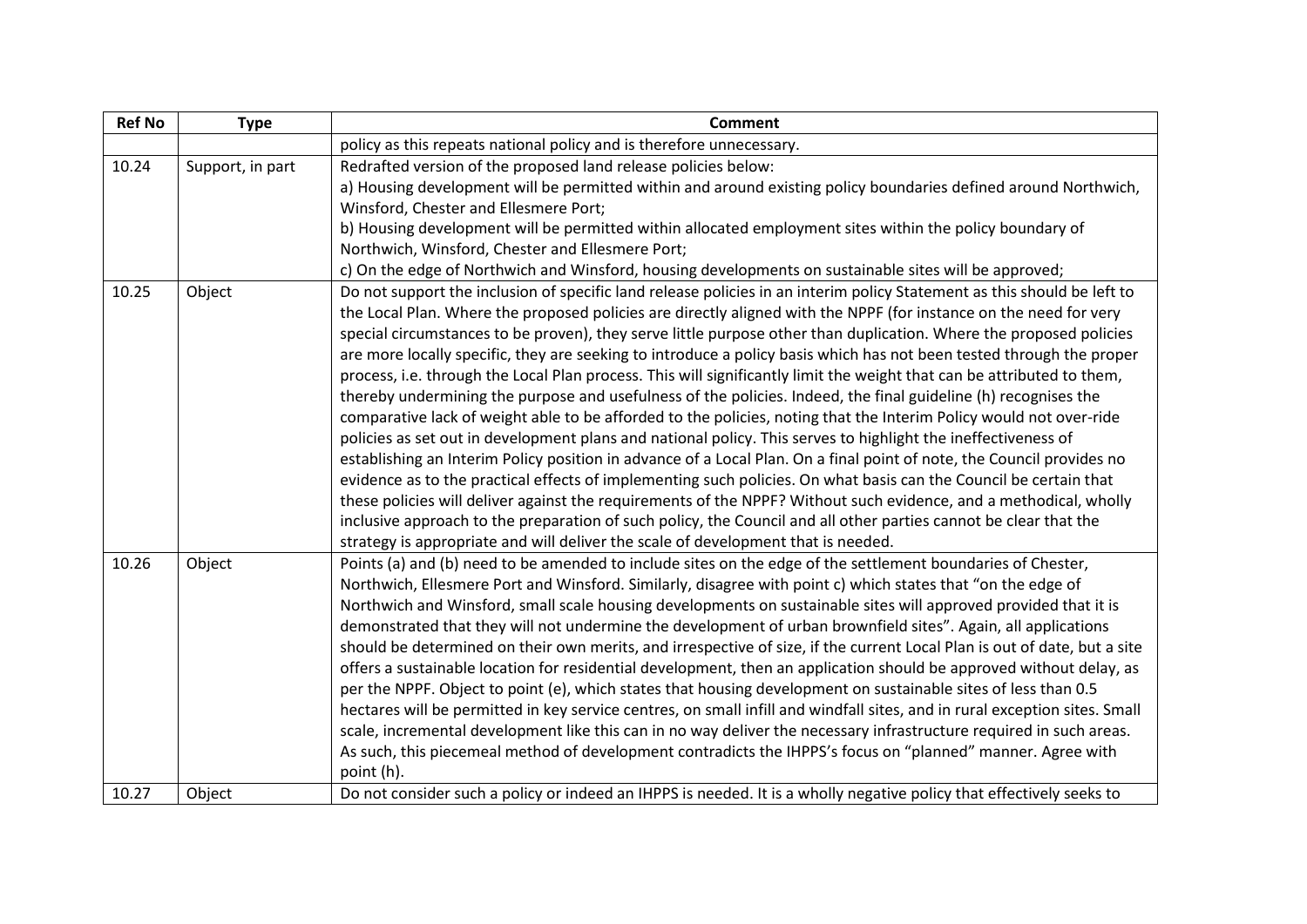| Ref No | Type | Comment |
|---|---|---|
| | | policy as this repeats national policy and is therefore unnecessary. |
| 10.24 | Support, in part | Redrafted version of the proposed land release policies below:<br>a) Housing development will be permitted within and around existing policy boundaries defined around Northwich, Winsford, Chester and Ellesmere Port;<br>b) Housing development will be permitted within allocated employment sites within the policy boundary of Northwich, Winsford, Chester and Ellesmere Port;<br>c) On the edge of Northwich and Winsford, housing developments on sustainable sites will be approved; |
| 10.25 | Object | Do not support the inclusion of specific land release policies in an interim policy Statement as this should be left to the Local Plan. Where the proposed policies are directly aligned with the NPPF (for instance on the need for very special circumstances to be proven), they serve little purpose other than duplication. Where the proposed policies are more locally specific, they are seeking to introduce a policy basis which has not been tested through the proper process, i.e. through the Local Plan process. This will significantly limit the weight that can be attributed to them, thereby undermining the purpose and usefulness of the policies. Indeed, the final guideline (h) recognises the comparative lack of weight able to be afforded to the policies, noting that the Interim Policy would not over-ride policies as set out in development plans and national policy. This serves to highlight the ineffectiveness of establishing an Interim Policy position in advance of a Local Plan. On a final point of note, the Council provides no evidence as to the practical effects of implementing such policies. On what basis can the Council be certain that these policies will deliver against the requirements of the NPPF? Without such evidence, and a methodical, wholly inclusive approach to the preparation of such policy, the Council and all other parties cannot be clear that the strategy is appropriate and will deliver the scale of development that is needed. |
| 10.26 | Object | Points (a) and (b) need to be amended to include sites on the edge of the settlement boundaries of Chester, Northwich, Ellesmere Port and Winsford. Similarly, disagree with point c) which states that "on the edge of Northwich and Winsford, small scale housing developments on sustainable sites will approved provided that it is demonstrated that they will not undermine the development of urban brownfield sites". Again, all applications should be determined on their own merits, and irrespective of size, if the current Local Plan is out of date, but a site offers a sustainable location for residential development, then an application should be approved without delay, as per the NPPF. Object to point (e), which states that housing development on sustainable sites of less than 0.5 hectares will be permitted in key service centres, on small infill and windfall sites, and in rural exception sites. Small scale, incremental development like this can in no way deliver the necessary infrastructure required in such areas. As such, this piecemeal method of development contradicts the IHPPS's focus on "planned" manner. Agree with point (h). |
| 10.27 | Object | Do not consider such a policy or indeed an IHPPS is needed. It is a wholly negative policy that effectively seeks to |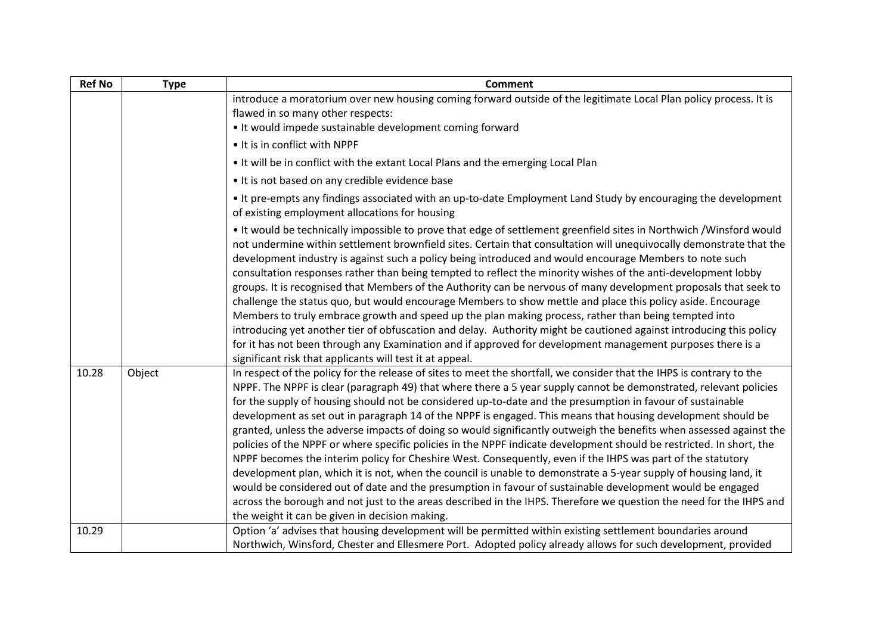| Ref No | Type | Comment |
|---|---|---|
| | | introduce a moratorium over new housing coming forward outside of the legitimate Local Plan policy process. It is flawed in so many other respects:<br>• It would impede sustainable development coming forward<br>• It is in conflict with NPPF<br>• It will be in conflict with the extant Local Plans and the emerging Local Plan<br>• It is not based on any credible evidence base<br>• It pre-empts any findings associated with an up-to-date Employment Land Study by encouraging the development of existing employment allocations for housing<br>• It would be technically impossible to prove that edge of settlement greenfield sites in Northwich /Winsford would not undermine within settlement brownfield sites. Certain that consultation will unequivocally demonstrate that the development industry is against such a policy being introduced and would encourage Members to note such consultation responses rather than being tempted to reflect the minority wishes of the anti-development lobby groups. It is recognised that Members of the Authority can be nervous of many development proposals that seek to challenge the status quo, but would encourage Members to show mettle and place this policy aside. Encourage Members to truly embrace growth and speed up the plan making process, rather than being tempted into introducing yet another tier of obfuscation and delay. Authority might be cautioned against introducing this policy for it has not been through any Examination and if approved for development management purposes there is a significant risk that applicants will test it at appeal. |
| 10.28 | Object | In respect of the policy for the release of sites to meet the shortfall, we consider that the IHPS is contrary to the NPPF. The NPPF is clear (paragraph 49) that where there a 5 year supply cannot be demonstrated, relevant policies for the supply of housing should not be considered up-to-date and the presumption in favour of sustainable development as set out in paragraph 14 of the NPPF is engaged. This means that housing development should be granted, unless the adverse impacts of doing so would significantly outweigh the benefits when assessed against the policies of the NPPF or where specific policies in the NPPF indicate development should be restricted. In short, the NPPF becomes the interim policy for Cheshire West. Consequently, even if the IHPS was part of the statutory development plan, which it is not, when the council is unable to demonstrate a 5-year supply of housing land, it would be considered out of date and the presumption in favour of sustainable development would be engaged across the borough and not just to the areas described in the IHPS. Therefore we question the need for the IHPS and the weight it can be given in decision making. |
| 10.29 | | Option 'a' advises that housing development will be permitted within existing settlement boundaries around Northwich, Winsford, Chester and Ellesmere Port. Adopted policy already allows for such development, provided |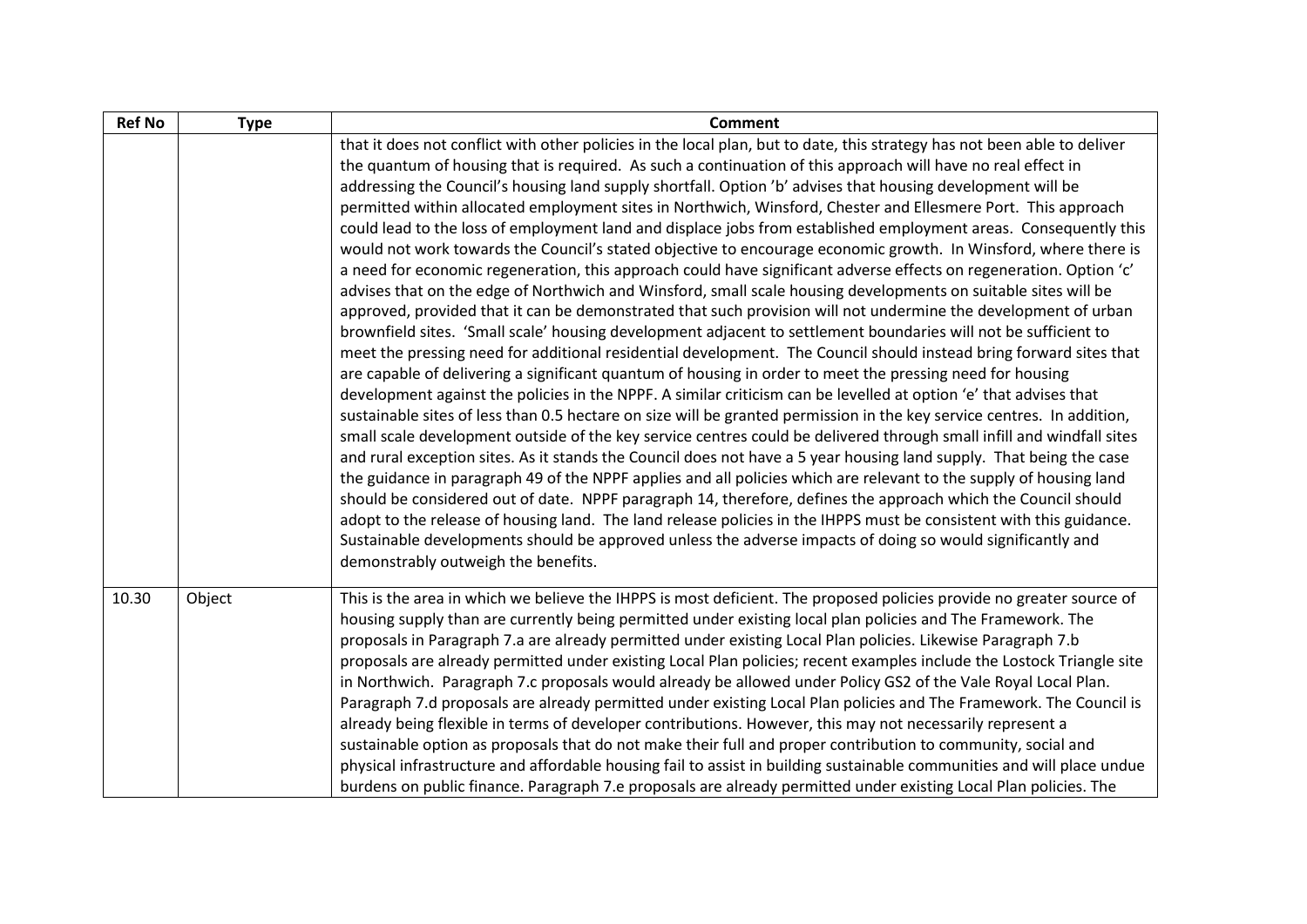| Ref No | Type | Comment |
| --- | --- | --- |
| | | that it does not conflict with other policies in the local plan, but to date, this strategy has not been able to deliver the quantum of housing that is required. As such a continuation of this approach will have no real effect in addressing the Council's housing land supply shortfall. Option 'b' advises that housing development will be permitted within allocated employment sites in Northwich, Winsford, Chester and Ellesmere Port. This approach could lead to the loss of employment land and displace jobs from established employment areas. Consequently this would not work towards the Council's stated objective to encourage economic growth. In Winsford, where there is a need for economic regeneration, this approach could have significant adverse effects on regeneration. Option 'c' advises that on the edge of Northwich and Winsford, small scale housing developments on suitable sites will be approved, provided that it can be demonstrated that such provision will not undermine the development of urban brownfield sites. 'Small scale' housing development adjacent to settlement boundaries will not be sufficient to meet the pressing need for additional residential development. The Council should instead bring forward sites that are capable of delivering a significant quantum of housing in order to meet the pressing need for housing development against the policies in the NPPF. A similar criticism can be levelled at option 'e' that advises that sustainable sites of less than 0.5 hectare on size will be granted permission in the key service centres. In addition, small scale development outside of the key service centres could be delivered through small infill and windfall sites and rural exception sites. As it stands the Council does not have a 5 year housing land supply. That being the case the guidance in paragraph 49 of the NPPF applies and all policies which are relevant to the supply of housing land should be considered out of date. NPPF paragraph 14, therefore, defines the approach which the Council should adopt to the release of housing land. The land release policies in the IHPPS must be consistent with this guidance. Sustainable developments should be approved unless the adverse impacts of doing so would significantly and demonstrably outweigh the benefits. |
| 10.30 | Object | This is the area in which we believe the IHPPS is most deficient. The proposed policies provide no greater source of housing supply than are currently being permitted under existing local plan policies and The Framework. The proposals in Paragraph 7.a are already permitted under existing Local Plan policies. Likewise Paragraph 7.b proposals are already permitted under existing Local Plan policies; recent examples include the Lostock Triangle site in Northwich. Paragraph 7.c proposals would already be allowed under Policy GS2 of the Vale Royal Local Plan. Paragraph 7.d proposals are already permitted under existing Local Plan policies and The Framework. The Council is already being flexible in terms of developer contributions. However, this may not necessarily represent a sustainable option as proposals that do not make their full and proper contribution to community, social and physical infrastructure and affordable housing fail to assist in building sustainable communities and will place undue burdens on public finance. Paragraph 7.e proposals are already permitted under existing Local Plan policies. The |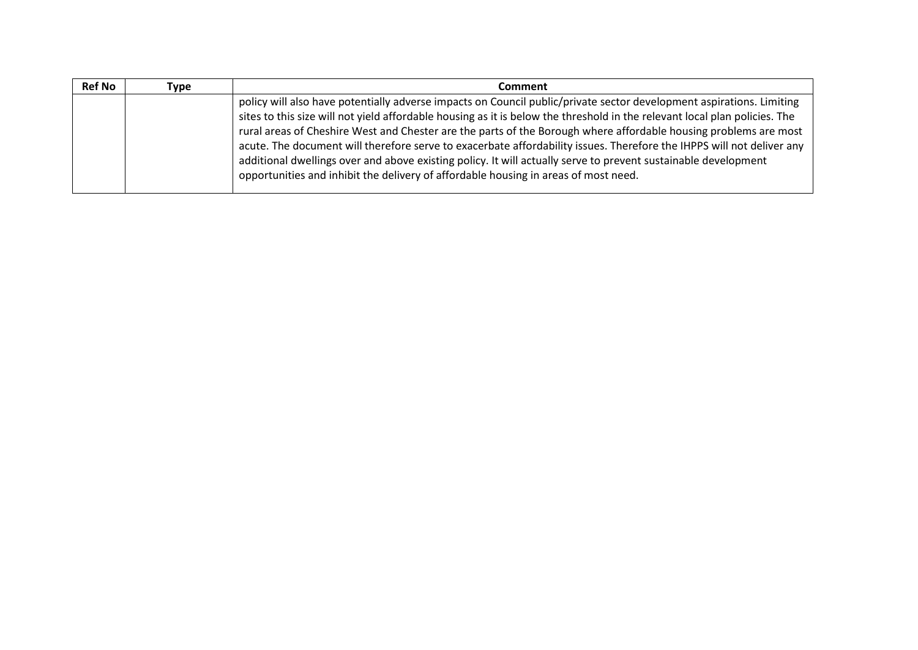| Ref No | Type | Comment |
|---|---|---|
| | | policy will also have potentially adverse impacts on Council public/private sector development aspirations. Limiting sites to this size will not yield affordable housing as it is below the threshold in the relevant local plan policies. The rural areas of Cheshire West and Chester are the parts of the Borough where affordable housing problems are most acute. The document will therefore serve to exacerbate affordability issues. Therefore the IHPPS will not deliver any additional dwellings over and above existing policy. It will actually serve to prevent sustainable development opportunities and inhibit the delivery of affordable housing in areas of most need. |